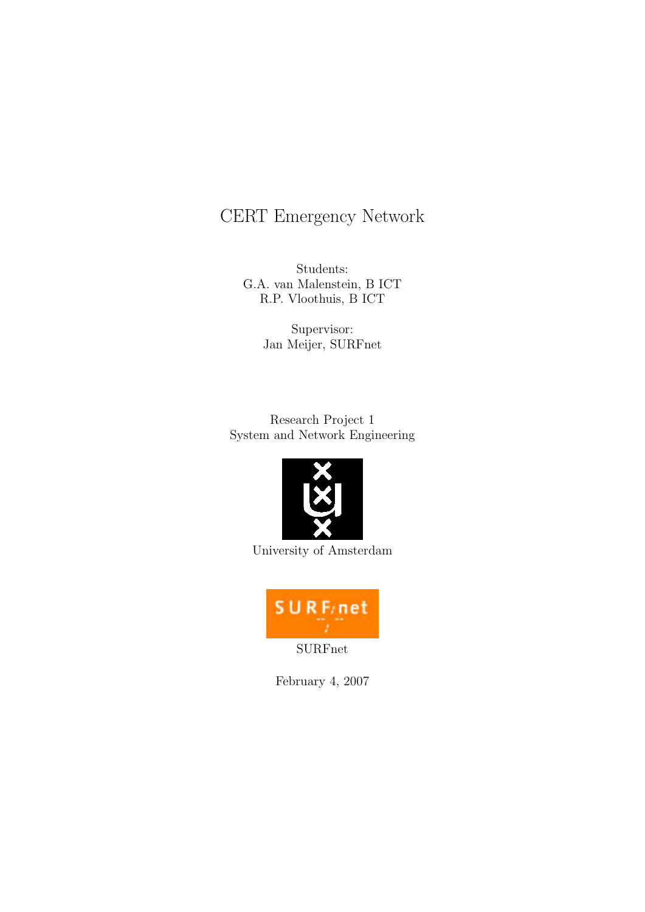# CERT Emergency Network

Students:
G.A. van Malenstein, B ICT
R.P. Vloothuis, B ICT

Supervisor:
Jan Meijer, SURFnet

Research Project 1
System and Network Engineering

University of Amsterdam

SURFnet

February 4, 2007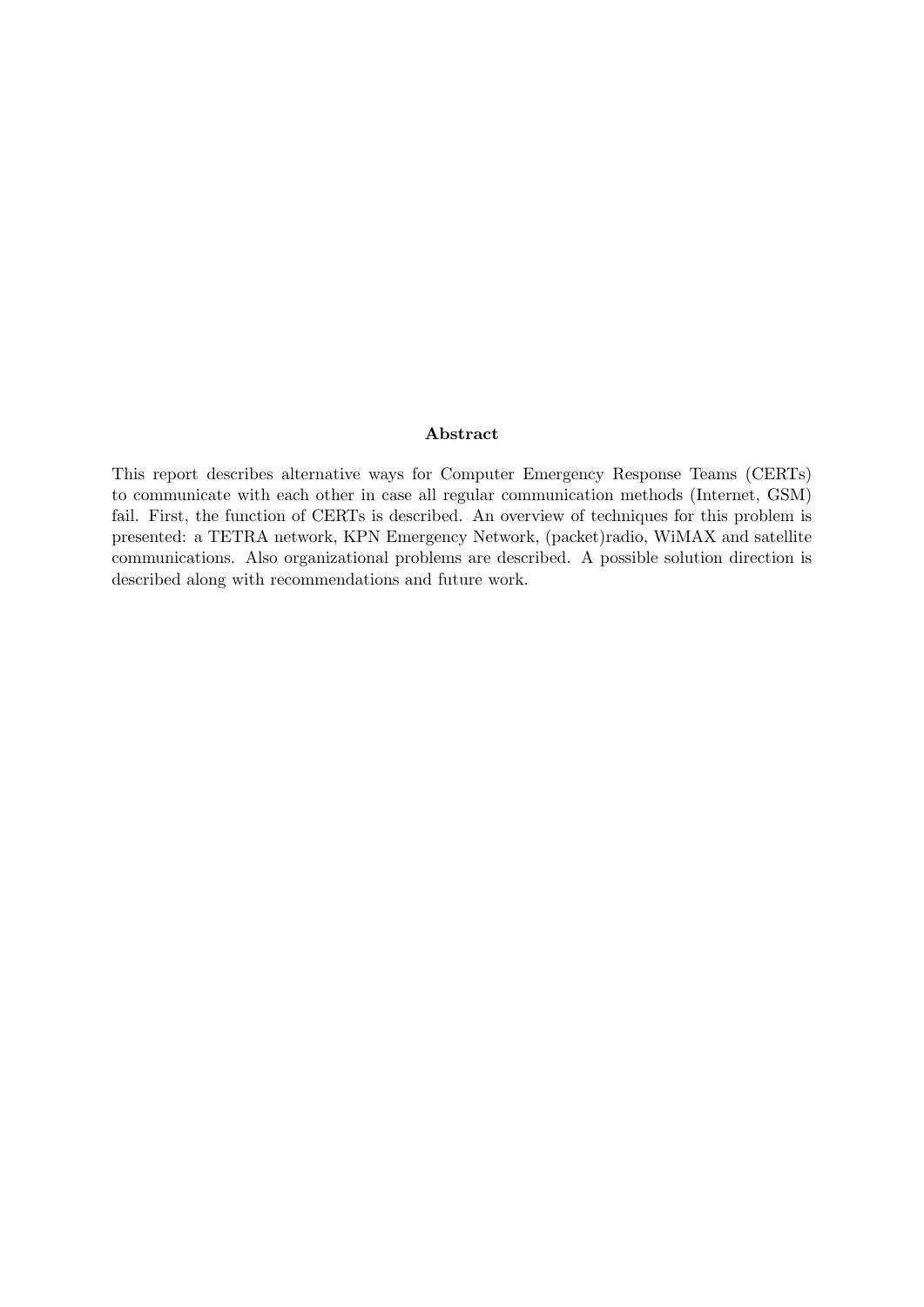## Abstract

This report describes alternative ways for Computer Emergency Response Teams (CERTs) to communicate with each other in case all regular communication methods (Internet, GSM) fail. First, the function of CERTs is described. An overview of techniques for this problem is presented: a TETRA network, KPN Emergency Network, (packet)radio, WiMAX and satellite communications. Also organizational problems are described. A possible solution direction is described along with recommendations and future work.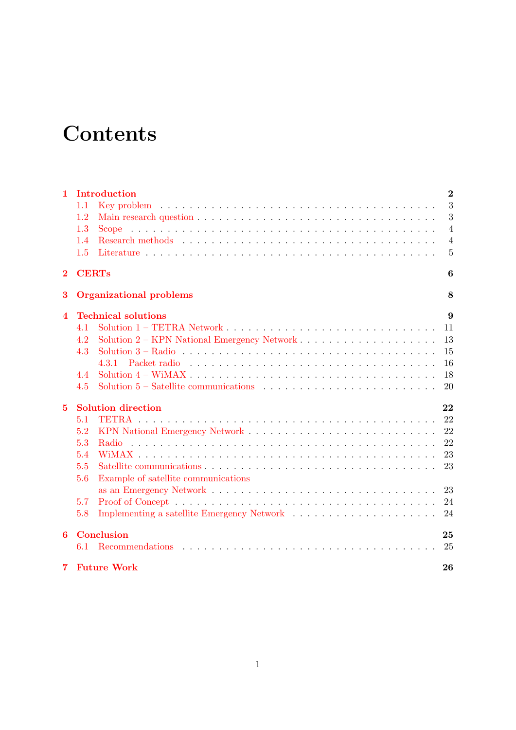# Contents

**1 Introduction** **2**

- 1.1 Key problem . . . 3
- 1.2 Main research question . . . 3
- 1.3 Scope . . . 4
- 1.4 Research methods . . . 4
- 1.5 Literature . . . 5

**2 CERTs** **6**

**3 Organizational problems** **8**

**4 Technical solutions** **9**

- 4.1 Solution 1 – TETRA Network . . . 11
- 4.2 Solution 2 – KPN National Emergency Network . . . 13
- 4.3 Solution 3 – Radio . . . 15
  - 4.3.1 Packet radio . . . 16
- 4.4 Solution 4 – WiMAX . . . 18
- 4.5 Solution 5 – Satellite communications . . . 20

**5 Solution direction** **22**

- 5.1 TETRA . . . 22
- 5.2 KPN National Emergency Network . . . 22
- 5.3 Radio . . . 22
- 5.4 WiMAX . . . 23
- 5.5 Satellite communications . . . 23
- 5.6 Example of satellite communications as an Emergency Network . . . 23
- 5.7 Proof of Concept . . . 24
- 5.8 Implementing a satellite Emergency Network . . . 24

**6 Conclusion** **25**

- 6.1 Recommendations . . . 25

**7 Future Work** **26**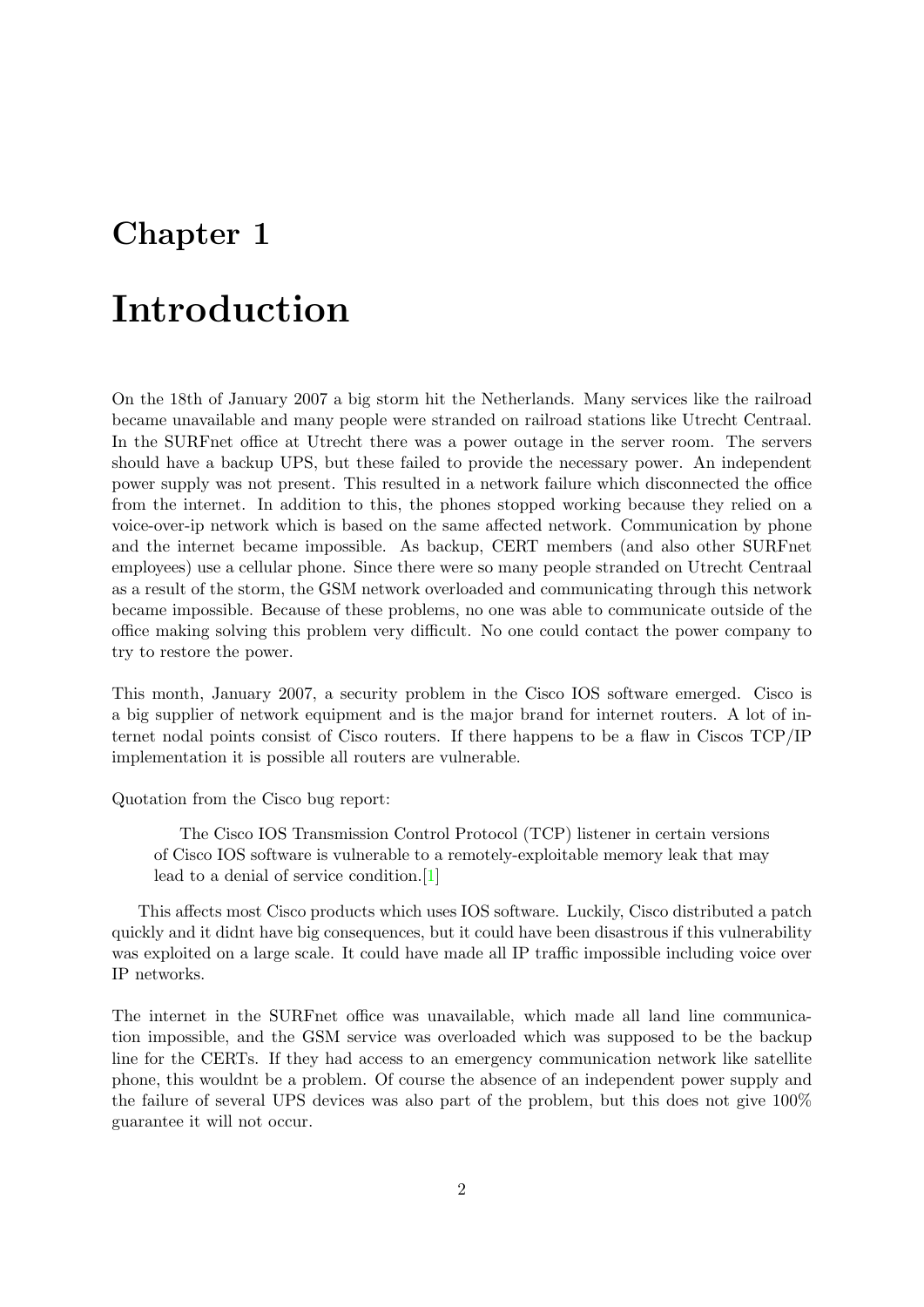# Chapter 1

# Introduction

On the 18th of January 2007 a big storm hit the Netherlands. Many services like the railroad became unavailable and many people were stranded on railroad stations like Utrecht Centraal. In the SURFnet office at Utrecht there was a power outage in the server room. The servers should have a backup UPS, but these failed to provide the necessary power. An independent power supply was not present. This resulted in a network failure which disconnected the office from the internet. In addition to this, the phones stopped working because they relied on a voice-over-ip network which is based on the same affected network. Communication by phone and the internet became impossible. As backup, CERT members (and also other SURFnet employees) use a cellular phone. Since there were so many people stranded on Utrecht Centraal as a result of the storm, the GSM network overloaded and communicating through this network became impossible. Because of these problems, no one was able to communicate outside of the office making solving this problem very difficult. No one could contact the power company to try to restore the power.

This month, January 2007, a security problem in the Cisco IOS software emerged. Cisco is a big supplier of network equipment and is the major brand for internet routers. A lot of internet nodal points consist of Cisco routers. If there happens to be a flaw in Ciscos TCP/IP implementation it is possible all routers are vulnerable.

Quotation from the Cisco bug report:

> The Cisco IOS Transmission Control Protocol (TCP) listener in certain versions of Cisco IOS software is vulnerable to a remotely-exploitable memory leak that may lead to a denial of service condition.[1]

This affects most Cisco products which uses IOS software. Luckily, Cisco distributed a patch quickly and it didnt have big consequences, but it could have been disastrous if this vulnerability was exploited on a large scale. It could have made all IP traffic impossible including voice over IP networks.

The internet in the SURFnet office was unavailable, which made all land line communication impossible, and the GSM service was overloaded which was supposed to be the backup line for the CERTs. If they had access to an emergency communication network like satellite phone, this wouldnt be a problem. Of course the absence of an independent power supply and the failure of several UPS devices was also part of the problem, but this does not give 100% guarantee it will not occur.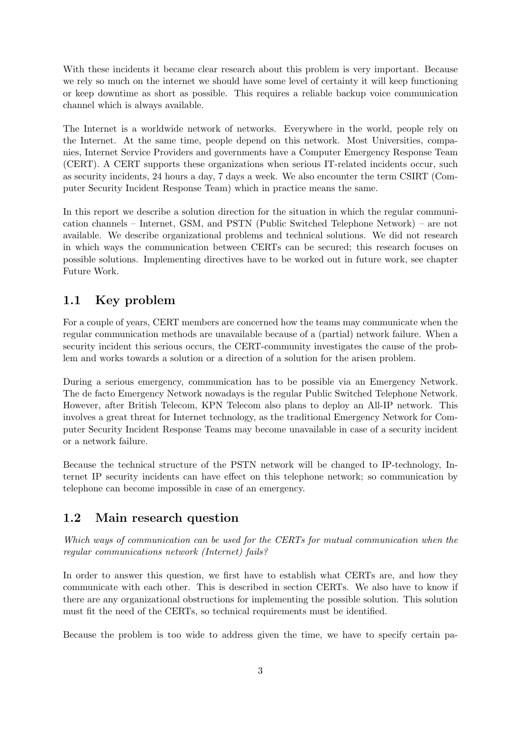With these incidents it became clear research about this problem is very important. Because we rely so much on the internet we should have some level of certainty it will keep functioning or keep downtime as short as possible. This requires a reliable backup voice communication channel which is always available.

The Internet is a worldwide network of networks. Everywhere in the world, people rely on the Internet. At the same time, people depend on this network. Most Universities, companies, Internet Service Providers and governments have a Computer Emergency Response Team (CERT). A CERT supports these organizations when serious IT-related incidents occur, such as security incidents, 24 hours a day, 7 days a week. We also encounter the term CSIRT (Computer Security Incident Response Team) which in practice means the same.

In this report we describe a solution direction for the situation in which the regular communication channels – Internet, GSM, and PSTN (Public Switched Telephone Network) – are not available. We describe organizational problems and technical solutions. We did not research in which ways the communication between CERTs can be secured; this research focuses on possible solutions. Implementing directives have to be worked out in future work, see chapter Future Work.

## 1.1 Key problem

For a couple of years, CERT members are concerned how the teams may communicate when the regular communication methods are unavailable because of a (partial) network failure. When a security incident this serious occurs, the CERT-community investigates the cause of the problem and works towards a solution or a direction of a solution for the arisen problem.

During a serious emergency, communication has to be possible via an Emergency Network. The de facto Emergency Network nowadays is the regular Public Switched Telephone Network. However, after British Telecom, KPN Telecom also plans to deploy an All-IP network. This involves a great threat for Internet technology, as the traditional Emergency Network for Computer Security Incident Response Teams may become unavailable in case of a security incident or a network failure.

Because the technical structure of the PSTN network will be changed to IP-technology, Internet IP security incidents can have effect on this telephone network; so communication by telephone can become impossible in case of an emergency.

## 1.2 Main research question

*Which ways of communication can be used for the CERTs for mutual communication when the regular communications network (Internet) fails?*

In order to answer this question, we first have to establish what CERTs are, and how they communicate with each other. This is described in section CERTs. We also have to know if there are any organizational obstructions for implementing the possible solution. This solution must fit the need of the CERTs, so technical requirements must be identified.

Because the problem is too wide to address given the time, we have to specify certain pa-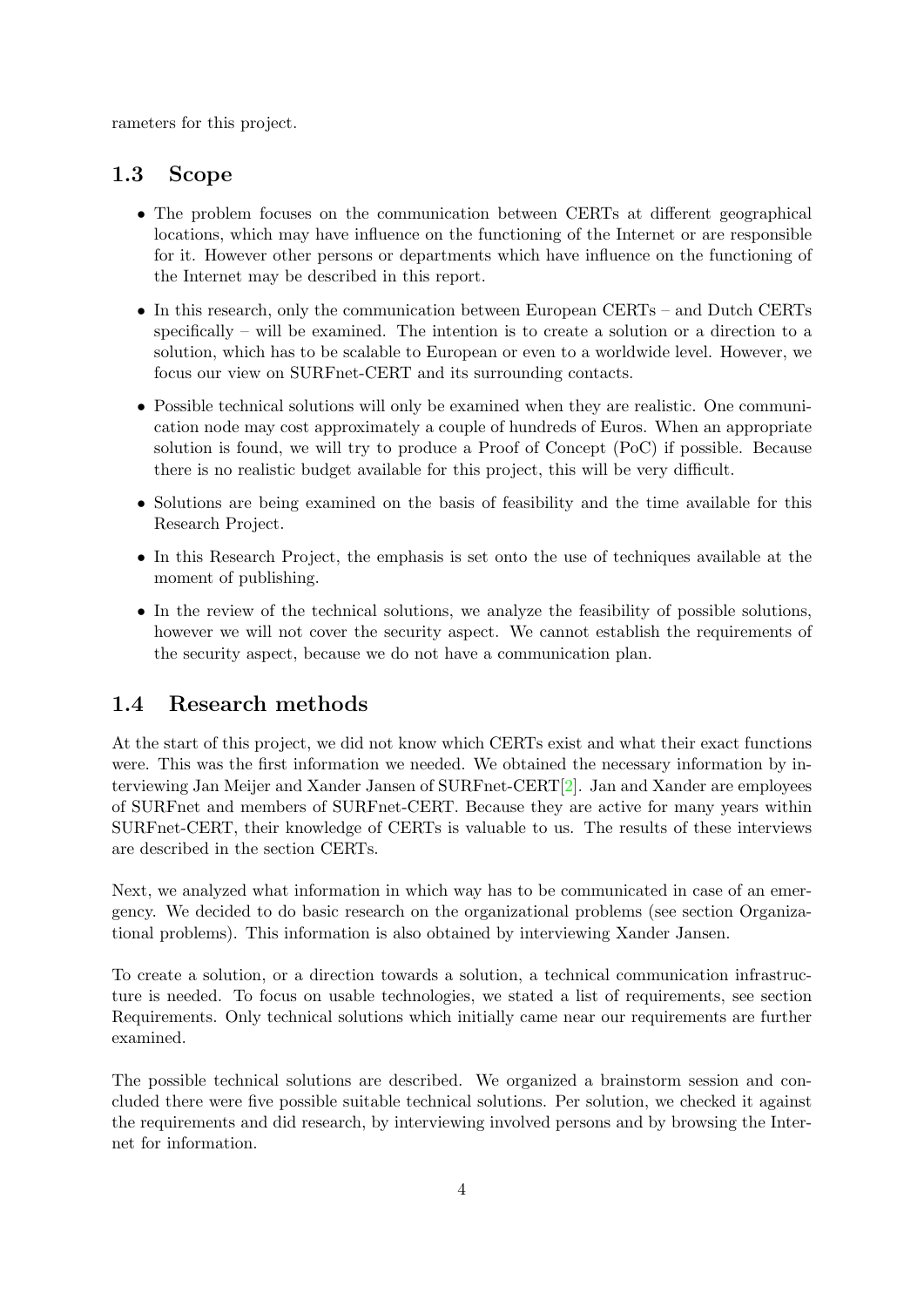rameters for this project.

## 1.3 Scope

- The problem focuses on the communication between CERTs at different geographical locations, which may have influence on the functioning of the Internet or are responsible for it. However other persons or departments which have influence on the functioning of the Internet may be described in this report.
- In this research, only the communication between European CERTs – and Dutch CERTs specifically – will be examined. The intention is to create a solution or a direction to a solution, which has to be scalable to European or even to a worldwide level. However, we focus our view on SURFnet-CERT and its surrounding contacts.
- Possible technical solutions will only be examined when they are realistic. One communication node may cost approximately a couple of hundreds of Euros. When an appropriate solution is found, we will try to produce a Proof of Concept (PoC) if possible. Because there is no realistic budget available for this project, this will be very difficult.
- Solutions are being examined on the basis of feasibility and the time available for this Research Project.
- In this Research Project, the emphasis is set onto the use of techniques available at the moment of publishing.
- In the review of the technical solutions, we analyze the feasibility of possible solutions, however we will not cover the security aspect. We cannot establish the requirements of the security aspect, because we do not have a communication plan.

## 1.4 Research methods

At the start of this project, we did not know which CERTs exist and what their exact functions were. This was the first information we needed. We obtained the necessary information by interviewing Jan Meijer and Xander Jansen of SURFnet-CERT[2]. Jan and Xander are employees of SURFnet and members of SURFnet-CERT. Because they are active for many years within SURFnet-CERT, their knowledge of CERTs is valuable to us. The results of these interviews are described in the section CERTs.

Next, we analyzed what information in which way has to be communicated in case of an emergency. We decided to do basic research on the organizational problems (see section Organizational problems). This information is also obtained by interviewing Xander Jansen.

To create a solution, or a direction towards a solution, a technical communication infrastructure is needed. To focus on usable technologies, we stated a list of requirements, see section Requirements. Only technical solutions which initially came near our requirements are further examined.

The possible technical solutions are described. We organized a brainstorm session and concluded there were five possible suitable technical solutions. Per solution, we checked it against the requirements and did research, by interviewing involved persons and by browsing the Internet for information.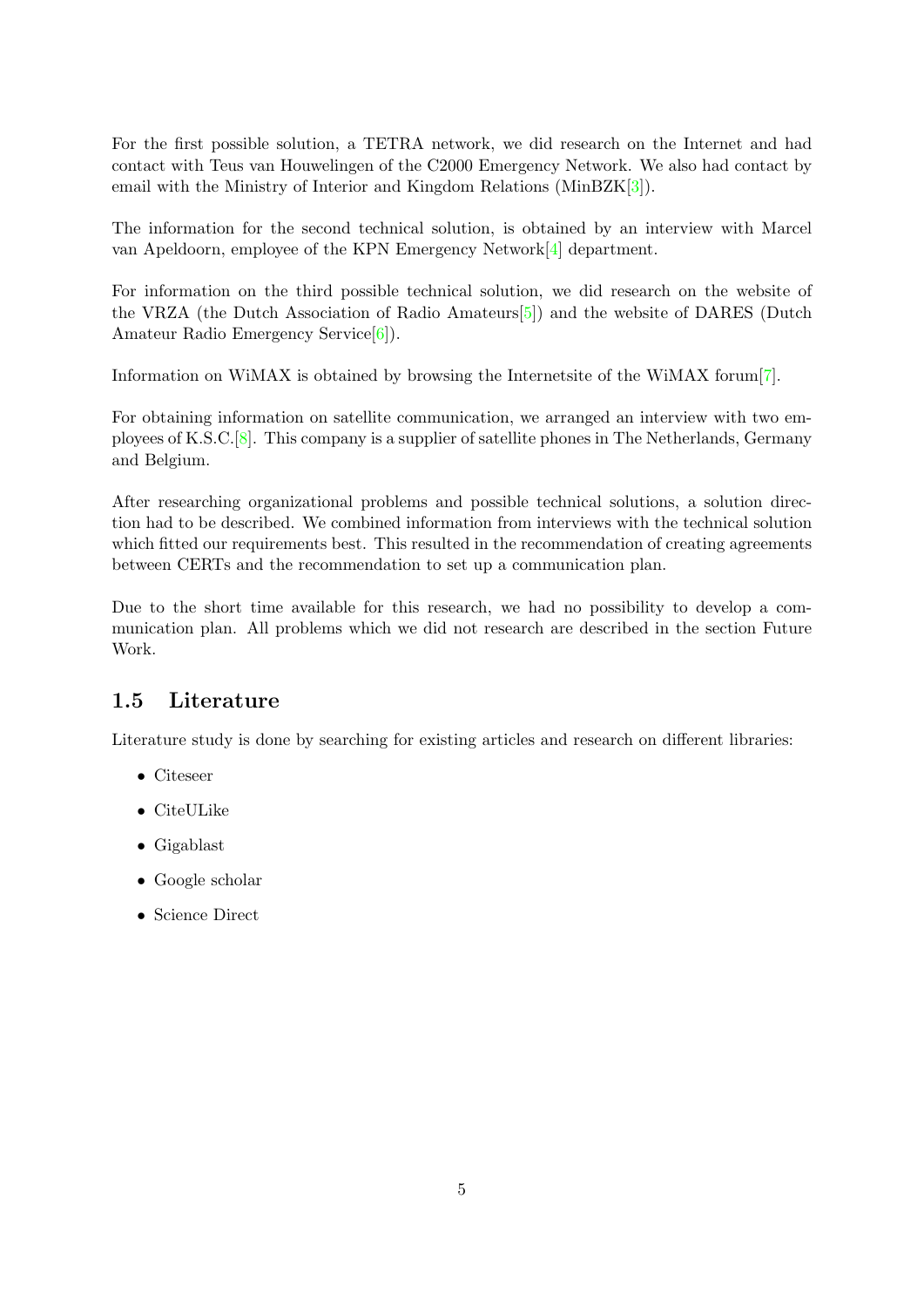For the first possible solution, a TETRA network, we did research on the Internet and had contact with Teus van Houwelingen of the C2000 Emergency Network. We also had contact by email with the Ministry of Interior and Kingdom Relations (MinBZK[3]).

The information for the second technical solution, is obtained by an interview with Marcel van Apeldoorn, employee of the KPN Emergency Network[4] department.

For information on the third possible technical solution, we did research on the website of the VRZA (the Dutch Association of Radio Amateurs[5]) and the website of DARES (Dutch Amateur Radio Emergency Service[6]).

Information on WiMAX is obtained by browsing the Internetsite of the WiMAX forum[7].

For obtaining information on satellite communication, we arranged an interview with two employees of K.S.C.[8]. This company is a supplier of satellite phones in The Netherlands, Germany and Belgium.

After researching organizational problems and possible technical solutions, a solution direction had to be described. We combined information from interviews with the technical solution which fitted our requirements best. This resulted in the recommendation of creating agreements between CERTs and the recommendation to set up a communication plan.

Due to the short time available for this research, we had no possibility to develop a communication plan. All problems which we did not research are described in the section Future Work.

## 1.5 Literature

Literature study is done by searching for existing articles and research on different libraries:

- Citeseer
- CiteULike
- Gigablast
- Google scholar
- Science Direct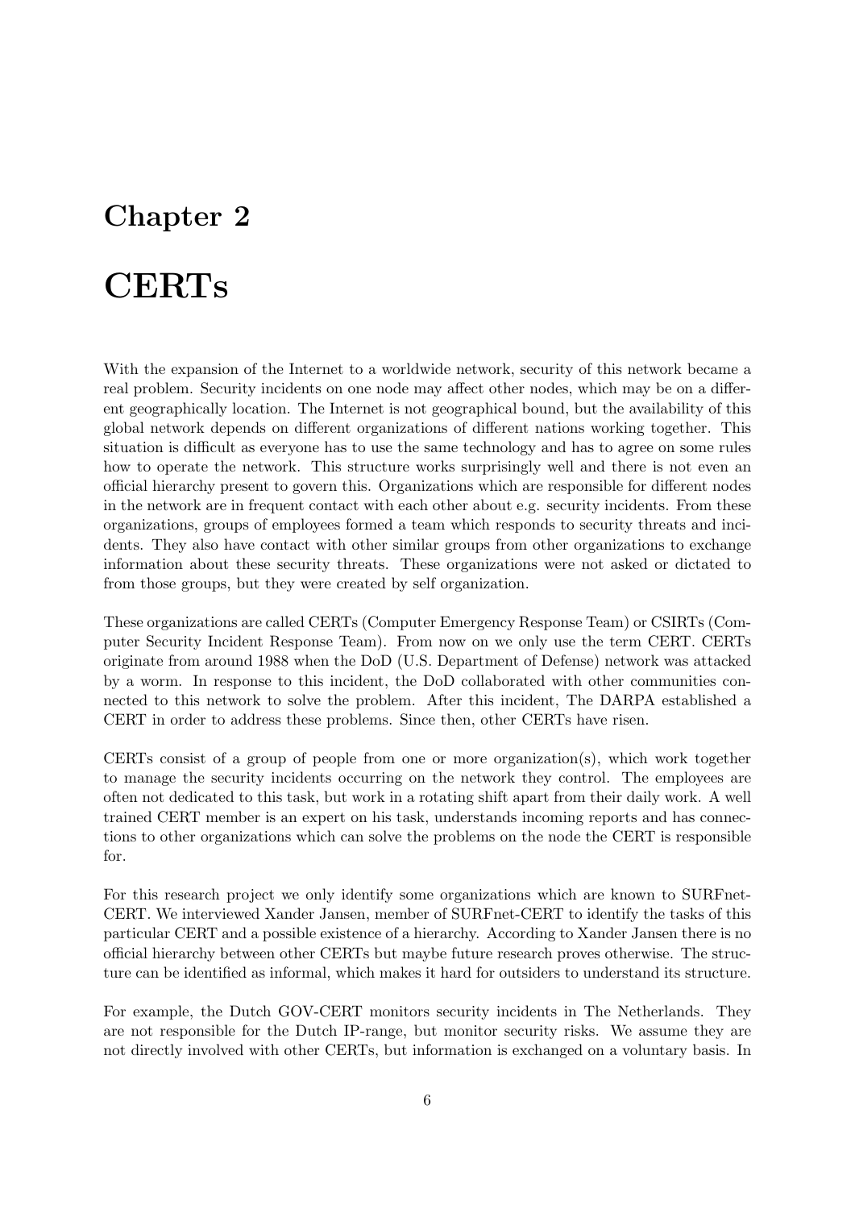# Chapter 2

# CERTs

With the expansion of the Internet to a worldwide network, security of this network became a real problem. Security incidents on one node may affect other nodes, which may be on a different geographically location. The Internet is not geographical bound, but the availability of this global network depends on different organizations of different nations working together. This situation is difficult as everyone has to use the same technology and has to agree on some rules how to operate the network. This structure works surprisingly well and there is not even an official hierarchy present to govern this. Organizations which are responsible for different nodes in the network are in frequent contact with each other about e.g. security incidents. From these organizations, groups of employees formed a team which responds to security threats and incidents. They also have contact with other similar groups from other organizations to exchange information about these security threats. These organizations were not asked or dictated to from those groups, but they were created by self organization.

These organizations are called CERTs (Computer Emergency Response Team) or CSIRTs (Computer Security Incident Response Team). From now on we only use the term CERT. CERTs originate from around 1988 when the DoD (U.S. Department of Defense) network was attacked by a worm. In response to this incident, the DoD collaborated with other communities connected to this network to solve the problem. After this incident, The DARPA established a CERT in order to address these problems. Since then, other CERTs have risen.

CERTs consist of a group of people from one or more organization(s), which work together to manage the security incidents occurring on the network they control. The employees are often not dedicated to this task, but work in a rotating shift apart from their daily work. A well trained CERT member is an expert on his task, understands incoming reports and has connections to other organizations which can solve the problems on the node the CERT is responsible for.

For this research project we only identify some organizations which are known to SURFnet-CERT. We interviewed Xander Jansen, member of SURFnet-CERT to identify the tasks of this particular CERT and a possible existence of a hierarchy. According to Xander Jansen there is no official hierarchy between other CERTs but maybe future research proves otherwise. The structure can be identified as informal, which makes it hard for outsiders to understand its structure.

For example, the Dutch GOV-CERT monitors security incidents in The Netherlands. They are not responsible for the Dutch IP-range, but monitor security risks. We assume they are not directly involved with other CERTs, but information is exchanged on a voluntary basis. In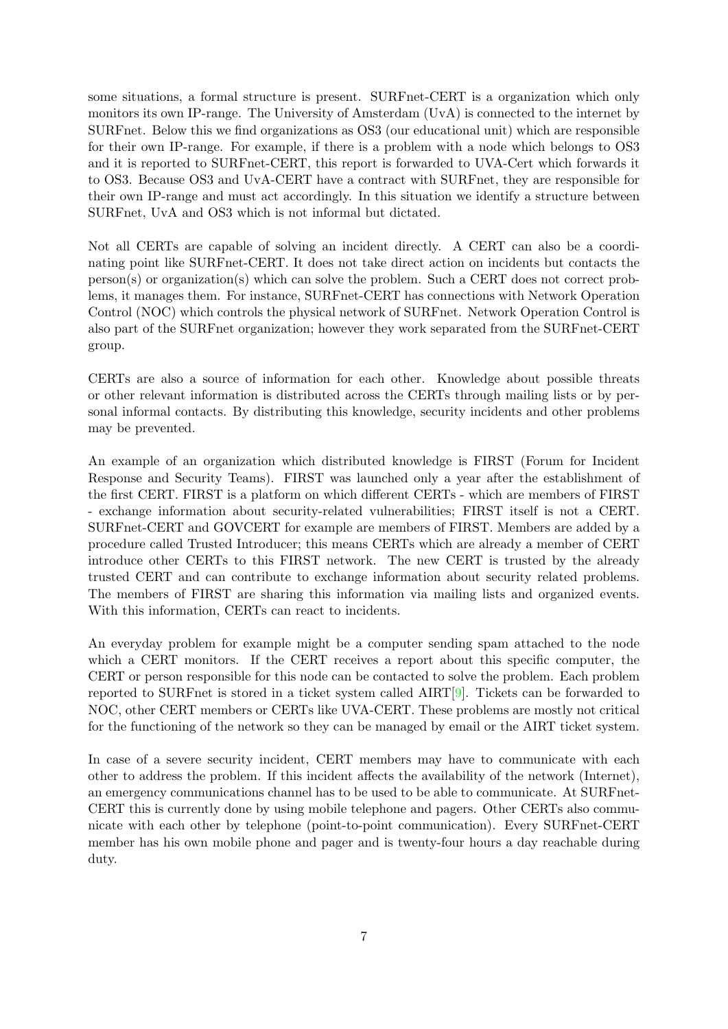some situations, a formal structure is present. SURFnet-CERT is a organization which only monitors its own IP-range. The University of Amsterdam (UvA) is connected to the internet by SURFnet. Below this we find organizations as OS3 (our educational unit) which are responsible for their own IP-range. For example, if there is a problem with a node which belongs to OS3 and it is reported to SURFnet-CERT, this report is forwarded to UVA-Cert which forwards it to OS3. Because OS3 and UvA-CERT have a contract with SURFnet, they are responsible for their own IP-range and must act accordingly. In this situation we identify a structure between SURFnet, UvA and OS3 which is not informal but dictated.

Not all CERTs are capable of solving an incident directly. A CERT can also be a coordinating point like SURFnet-CERT. It does not take direct action on incidents but contacts the person(s) or organization(s) which can solve the problem. Such a CERT does not correct problems, it manages them. For instance, SURFnet-CERT has connections with Network Operation Control (NOC) which controls the physical network of SURFnet. Network Operation Control is also part of the SURFnet organization; however they work separated from the SURFnet-CERT group.

CERTs are also a source of information for each other. Knowledge about possible threats or other relevant information is distributed across the CERTs through mailing lists or by personal informal contacts. By distributing this knowledge, security incidents and other problems may be prevented.

An example of an organization which distributed knowledge is FIRST (Forum for Incident Response and Security Teams). FIRST was launched only a year after the establishment of the first CERT. FIRST is a platform on which different CERTs - which are members of FIRST - exchange information about security-related vulnerabilities; FIRST itself is not a CERT. SURFnet-CERT and GOVCERT for example are members of FIRST. Members are added by a procedure called Trusted Introducer; this means CERTs which are already a member of CERT introduce other CERTs to this FIRST network. The new CERT is trusted by the already trusted CERT and can contribute to exchange information about security related problems. The members of FIRST are sharing this information via mailing lists and organized events. With this information, CERTs can react to incidents.

An everyday problem for example might be a computer sending spam attached to the node which a CERT monitors. If the CERT receives a report about this specific computer, the CERT or person responsible for this node can be contacted to solve the problem. Each problem reported to SURFnet is stored in a ticket system called AIRT[9]. Tickets can be forwarded to NOC, other CERT members or CERTs like UVA-CERT. These problems are mostly not critical for the functioning of the network so they can be managed by email or the AIRT ticket system.

In case of a severe security incident, CERT members may have to communicate with each other to address the problem. If this incident affects the availability of the network (Internet), an emergency communications channel has to be used to be able to communicate. At SURFnet-CERT this is currently done by using mobile telephone and pagers. Other CERTs also communicate with each other by telephone (point-to-point communication). Every SURFnet-CERT member has his own mobile phone and pager and is twenty-four hours a day reachable during duty.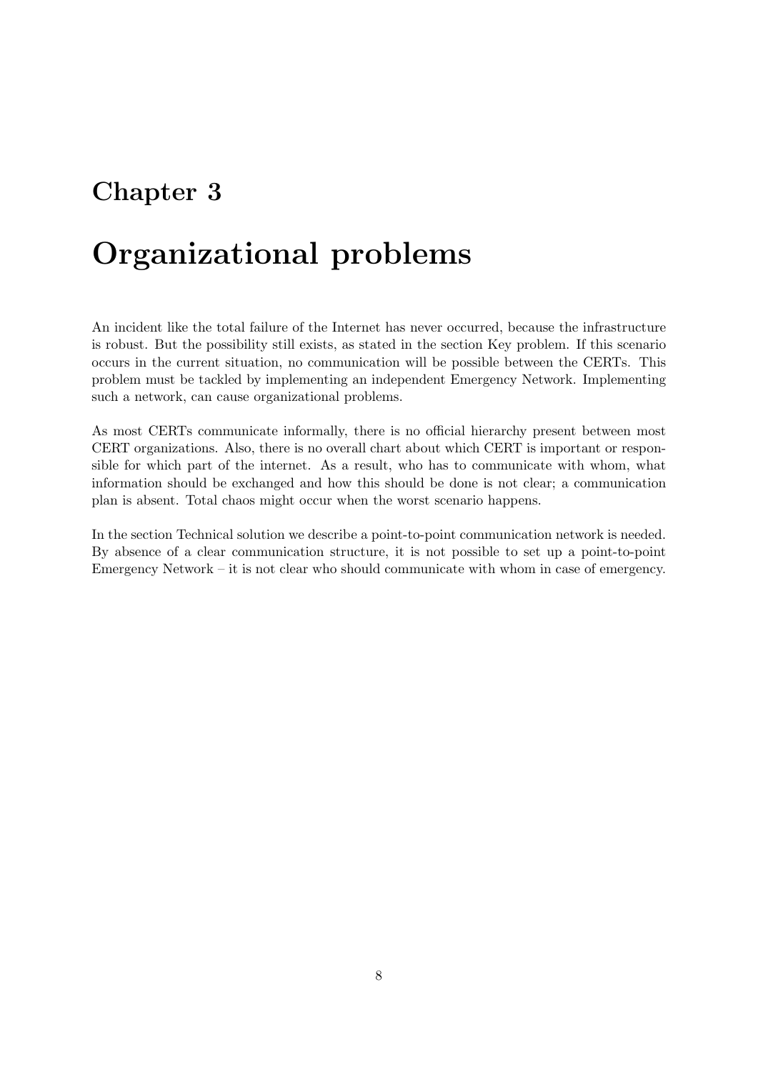# Chapter 3

# Organizational problems

An incident like the total failure of the Internet has never occurred, because the infrastructure is robust. But the possibility still exists, as stated in the section Key problem. If this scenario occurs in the current situation, no communication will be possible between the CERTs. This problem must be tackled by implementing an independent Emergency Network. Implementing such a network, can cause organizational problems.

As most CERTs communicate informally, there is no official hierarchy present between most CERT organizations. Also, there is no overall chart about which CERT is important or responsible for which part of the internet. As a result, who has to communicate with whom, what information should be exchanged and how this should be done is not clear; a communication plan is absent. Total chaos might occur when the worst scenario happens.

In the section Technical solution we describe a point-to-point communication network is needed. By absence of a clear communication structure, it is not possible to set up a point-to-point Emergency Network – it is not clear who should communicate with whom in case of emergency.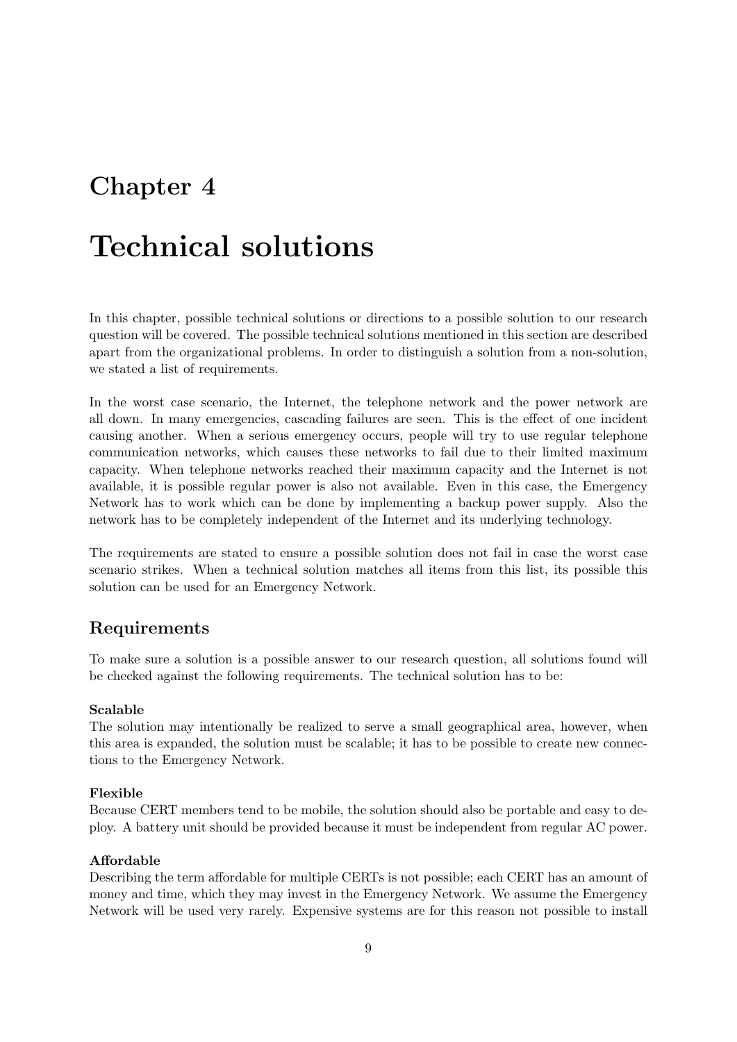# Chapter 4

# Technical solutions

In this chapter, possible technical solutions or directions to a possible solution to our research question will be covered. The possible technical solutions mentioned in this section are described apart from the organizational problems. In order to distinguish a solution from a non-solution, we stated a list of requirements.

In the worst case scenario, the Internet, the telephone network and the power network are all down. In many emergencies, cascading failures are seen. This is the effect of one incident causing another. When a serious emergency occurs, people will try to use regular telephone communication networks, which causes these networks to fail due to their limited maximum capacity. When telephone networks reached their maximum capacity and the Internet is not available, it is possible regular power is also not available. Even in this case, the Emergency Network has to work which can be done by implementing a backup power supply. Also the network has to be completely independent of the Internet and its underlying technology.

The requirements are stated to ensure a possible solution does not fail in case the worst case scenario strikes. When a technical solution matches all items from this list, its possible this solution can be used for an Emergency Network.

## Requirements

To make sure a solution is a possible answer to our research question, all solutions found will be checked against the following requirements. The technical solution has to be:

**Scalable**
The solution may intentionally be realized to serve a small geographical area, however, when this area is expanded, the solution must be scalable; it has to be possible to create new connections to the Emergency Network.

**Flexible**
Because CERT members tend to be mobile, the solution should also be portable and easy to deploy. A battery unit should be provided because it must be independent from regular AC power.

**Affordable**
Describing the term affordable for multiple CERTs is not possible; each CERT has an amount of money and time, which they may invest in the Emergency Network. We assume the Emergency Network will be used very rarely. Expensive systems are for this reason not possible to install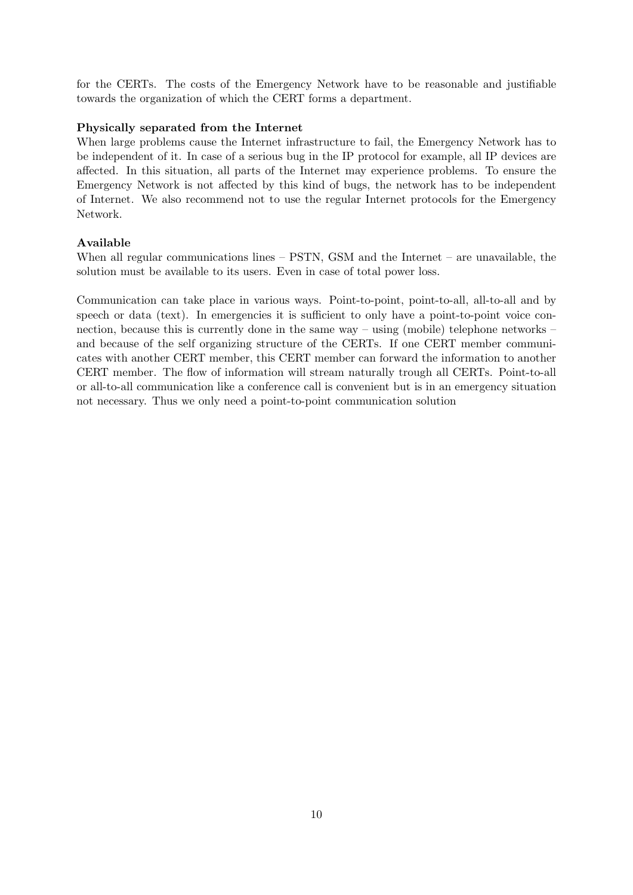for the CERTs. The costs of the Emergency Network have to be reasonable and justifiable towards the organization of which the CERT forms a department.

**Physically separated from the Internet**

When large problems cause the Internet infrastructure to fail, the Emergency Network has to be independent of it. In case of a serious bug in the IP protocol for example, all IP devices are affected. In this situation, all parts of the Internet may experience problems. To ensure the Emergency Network is not affected by this kind of bugs, the network has to be independent of Internet. We also recommend not to use the regular Internet protocols for the Emergency Network.

**Available**

When all regular communications lines – PSTN, GSM and the Internet – are unavailable, the solution must be available to its users. Even in case of total power loss.

Communication can take place in various ways. Point-to-point, point-to-all, all-to-all and by speech or data (text). In emergencies it is sufficient to only have a point-to-point voice connection, because this is currently done in the same way – using (mobile) telephone networks – and because of the self organizing structure of the CERTs. If one CERT member communicates with another CERT member, this CERT member can forward the information to another CERT member. The flow of information will stream naturally trough all CERTs. Point-to-all or all-to-all communication like a conference call is convenient but is in an emergency situation not necessary. Thus we only need a point-to-point communication solution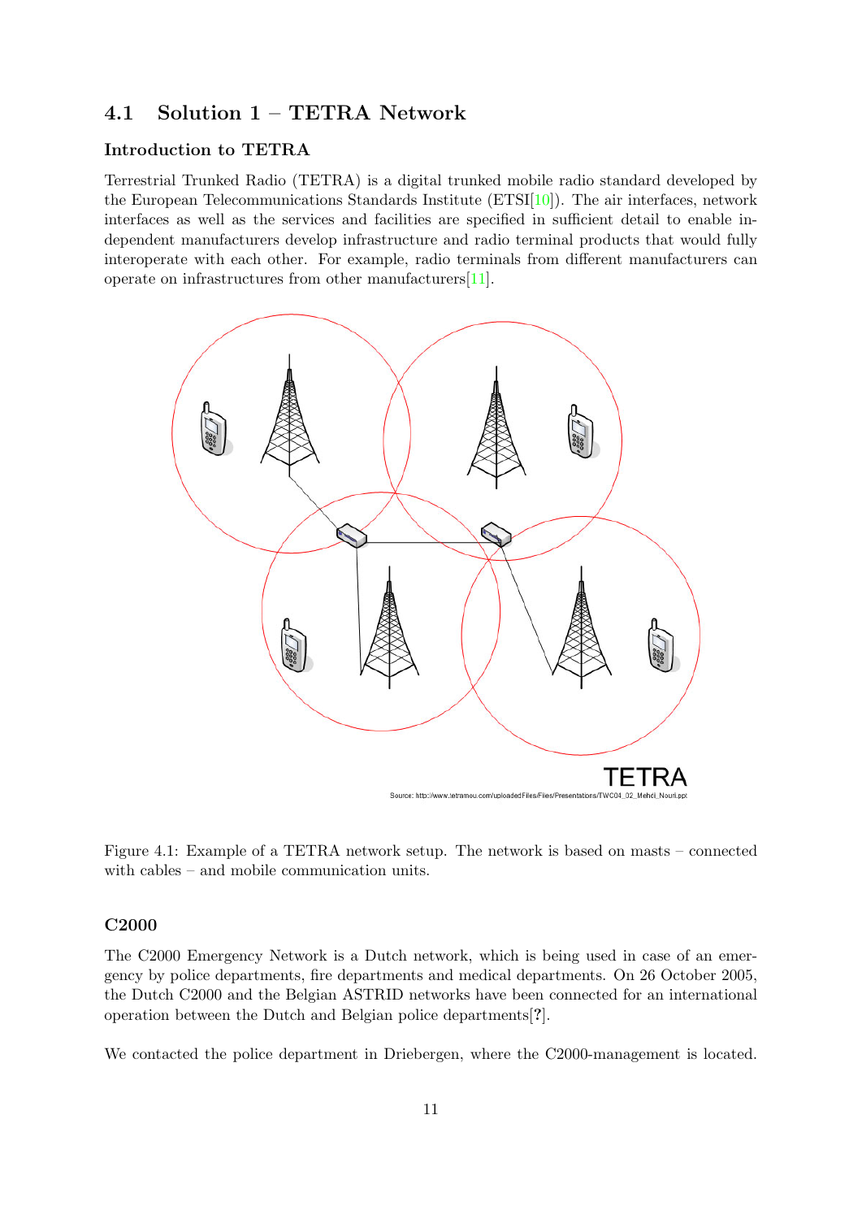## 4.1 Solution 1 – TETRA Network

### Introduction to TETRA

Terrestrial Trunked Radio (TETRA) is a digital trunked mobile radio standard developed by the European Telecommunications Standards Institute (ETSI[10]). The air interfaces, network interfaces as well as the services and facilities are specified in sufficient detail to enable independent manufacturers develop infrastructure and radio terminal products that would fully interoperate with each other. For example, radio terminals from different manufacturers can operate on infrastructures from other manufacturers[11].

TETRA

Source: http://www.tetramou.com/uploadedFiles/Files/Presentations/TWC04_02_Mehdi_Nouri.ppt

Figure 4.1: Example of a TETRA network setup. The network is based on masts – connected with cables – and mobile communication units.

### C2000

The C2000 Emergency Network is a Dutch network, which is being used in case of an emergency by police departments, fire departments and medical departments. On 26 October 2005, the Dutch C2000 and the Belgian ASTRID networks have been connected for an international operation between the Dutch and Belgian police departments[?].

We contacted the police department in Driebergen, where the C2000-management is located.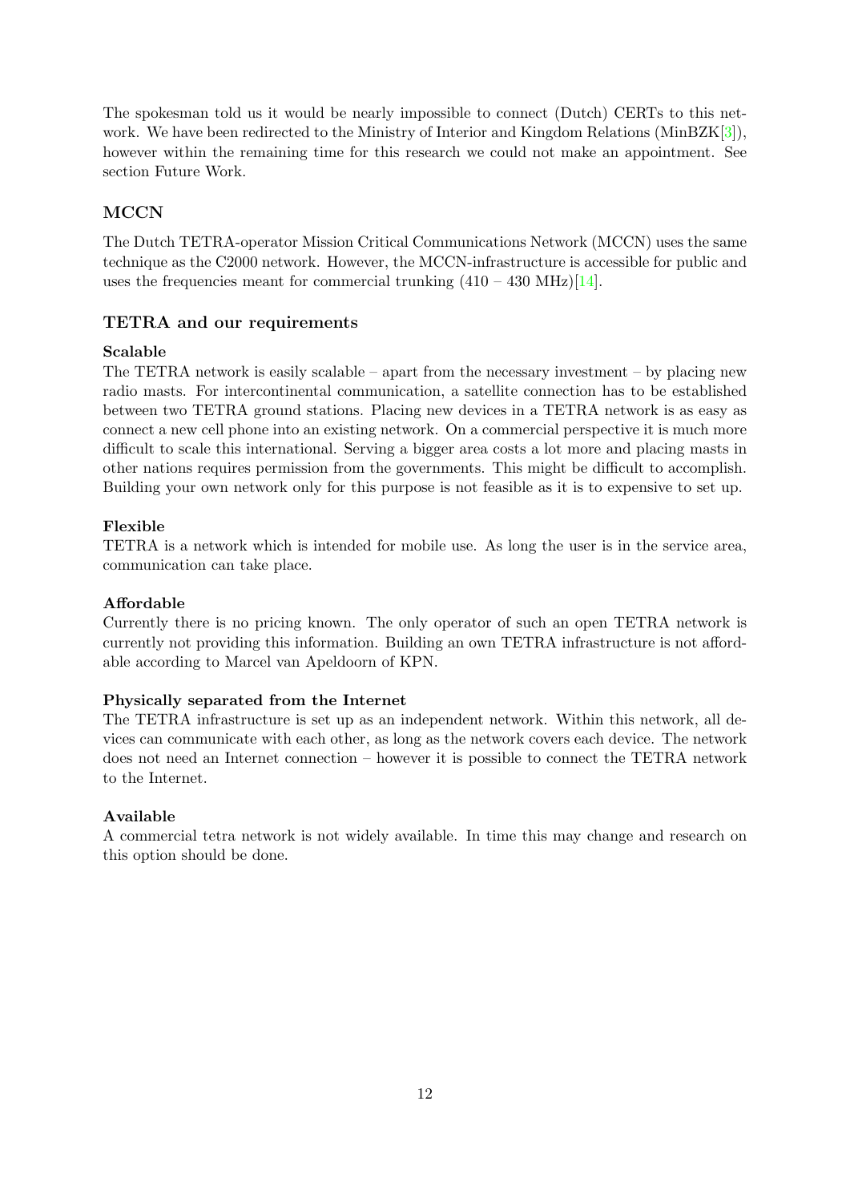The spokesman told us it would be nearly impossible to connect (Dutch) CERTs to this network. We have been redirected to the Ministry of Interior and Kingdom Relations (MinBZK[3]), however within the remaining time for this research we could not make an appointment. See section Future Work.

### MCCN

The Dutch TETRA-operator Mission Critical Communications Network (MCCN) uses the same technique as the C2000 network. However, the MCCN-infrastructure is accessible for public and uses the frequencies meant for commercial trunking (410 – 430 MHz)[14].

### TETRA and our requirements

**Scalable**
The TETRA network is easily scalable – apart from the necessary investment – by placing new radio masts. For intercontinental communication, a satellite connection has to be established between two TETRA ground stations. Placing new devices in a TETRA network is as easy as connect a new cell phone into an existing network. On a commercial perspective it is much more difficult to scale this international. Serving a bigger area costs a lot more and placing masts in other nations requires permission from the governments. This might be difficult to accomplish. Building your own network only for this purpose is not feasible as it is to expensive to set up.

**Flexible**
TETRA is a network which is intended for mobile use. As long the user is in the service area, communication can take place.

**Affordable**
Currently there is no pricing known. The only operator of such an open TETRA network is currently not providing this information. Building an own TETRA infrastructure is not affordable according to Marcel van Apeldoorn of KPN.

**Physically separated from the Internet**
The TETRA infrastructure is set up as an independent network. Within this network, all devices can communicate with each other, as long as the network covers each device. The network does not need an Internet connection – however it is possible to connect the TETRA network to the Internet.

**Available**
A commercial tetra network is not widely available. In time this may change and research on this option should be done.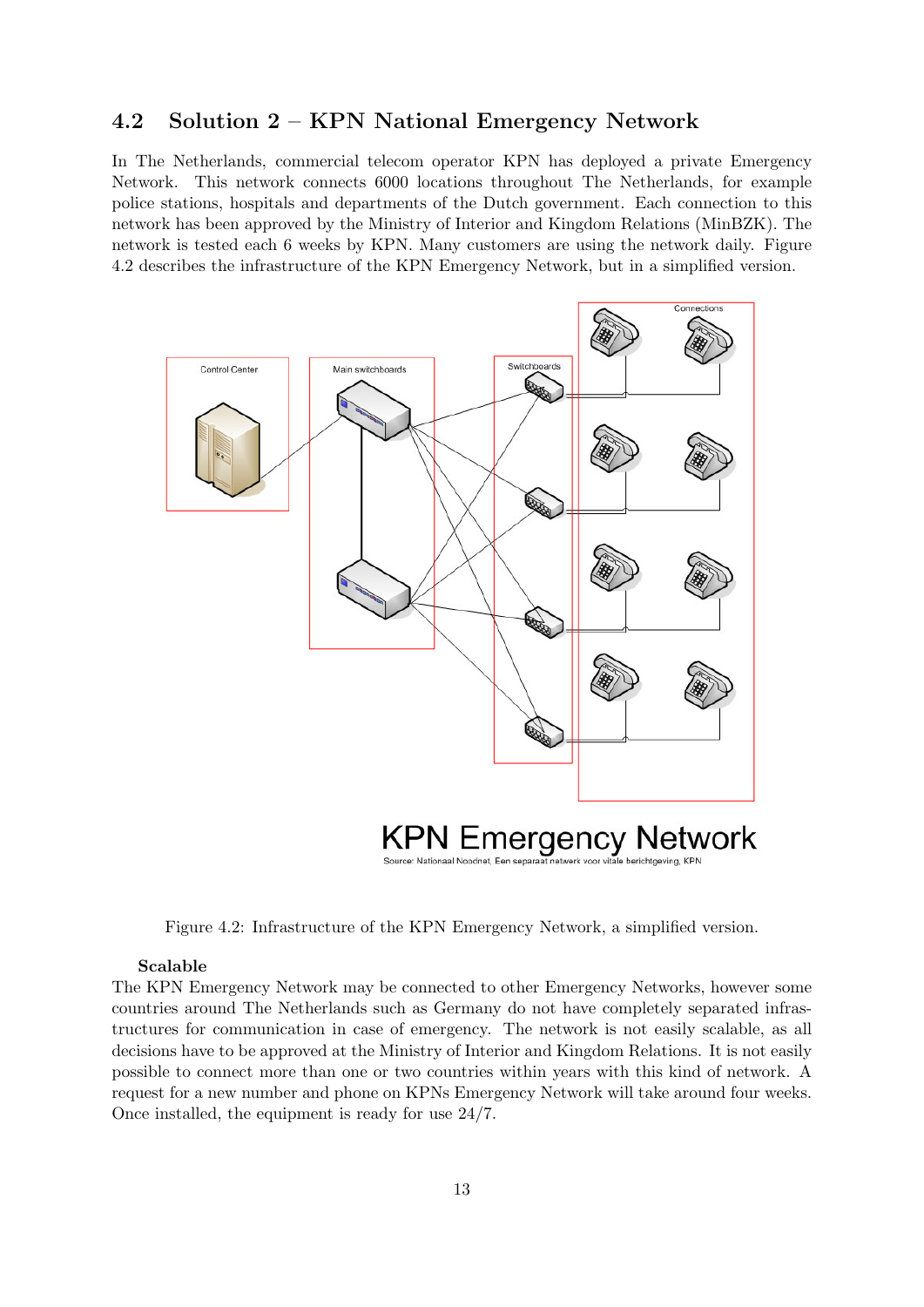## 4.2 Solution 2 – KPN National Emergency Network

In The Netherlands, commercial telecom operator KPN has deployed a private Emergency Network. This network connects 6000 locations throughout The Netherlands, for example police stations, hospitals and departments of the Dutch government. Each connection to this network has been approved by the Ministry of Interior and Kingdom Relations (MinBZK). The network is tested each 6 weeks by KPN. Many customers are using the network daily. Figure 4.2 describes the infrastructure of the KPN Emergency Network, but in a simplified version.

Control Center

Main switchboards

Switchboards

Connections

KPN Emergency Network

Source: Nationaal Noodnet, Een separaat netwerk voor vitale berichtgeving, KPN

Figure 4.2: Infrastructure of the KPN Emergency Network, a simplified version.

**Scalable**

The KPN Emergency Network may be connected to other Emergency Networks, however some countries around The Netherlands such as Germany do not have completely separated infrastructures for communication in case of emergency. The network is not easily scalable, as all decisions have to be approved at the Ministry of Interior and Kingdom Relations. It is not easily possible to connect more than one or two countries within years with this kind of network. A request for a new number and phone on KPNs Emergency Network will take around four weeks. Once installed, the equipment is ready for use 24/7.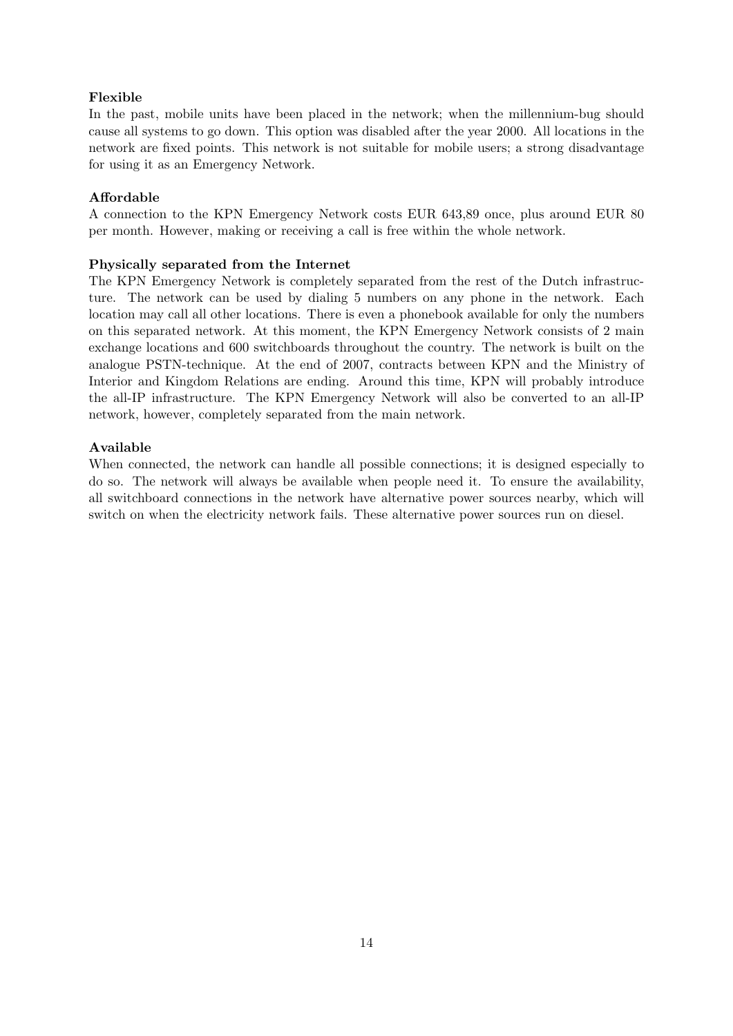**Flexible**

In the past, mobile units have been placed in the network; when the millennium-bug should cause all systems to go down. This option was disabled after the year 2000. All locations in the network are fixed points. This network is not suitable for mobile users; a strong disadvantage for using it as an Emergency Network.

**Affordable**

A connection to the KPN Emergency Network costs EUR 643,89 once, plus around EUR 80 per month. However, making or receiving a call is free within the whole network.

**Physically separated from the Internet**

The KPN Emergency Network is completely separated from the rest of the Dutch infrastructure. The network can be used by dialing 5 numbers on any phone in the network. Each location may call all other locations. There is even a phonebook available for only the numbers on this separated network. At this moment, the KPN Emergency Network consists of 2 main exchange locations and 600 switchboards throughout the country. The network is built on the analogue PSTN-technique. At the end of 2007, contracts between KPN and the Ministry of Interior and Kingdom Relations are ending. Around this time, KPN will probably introduce the all-IP infrastructure. The KPN Emergency Network will also be converted to an all-IP network, however, completely separated from the main network.

**Available**

When connected, the network can handle all possible connections; it is designed especially to do so. The network will always be available when people need it. To ensure the availability, all switchboard connections in the network have alternative power sources nearby, which will switch on when the electricity network fails. These alternative power sources run on diesel.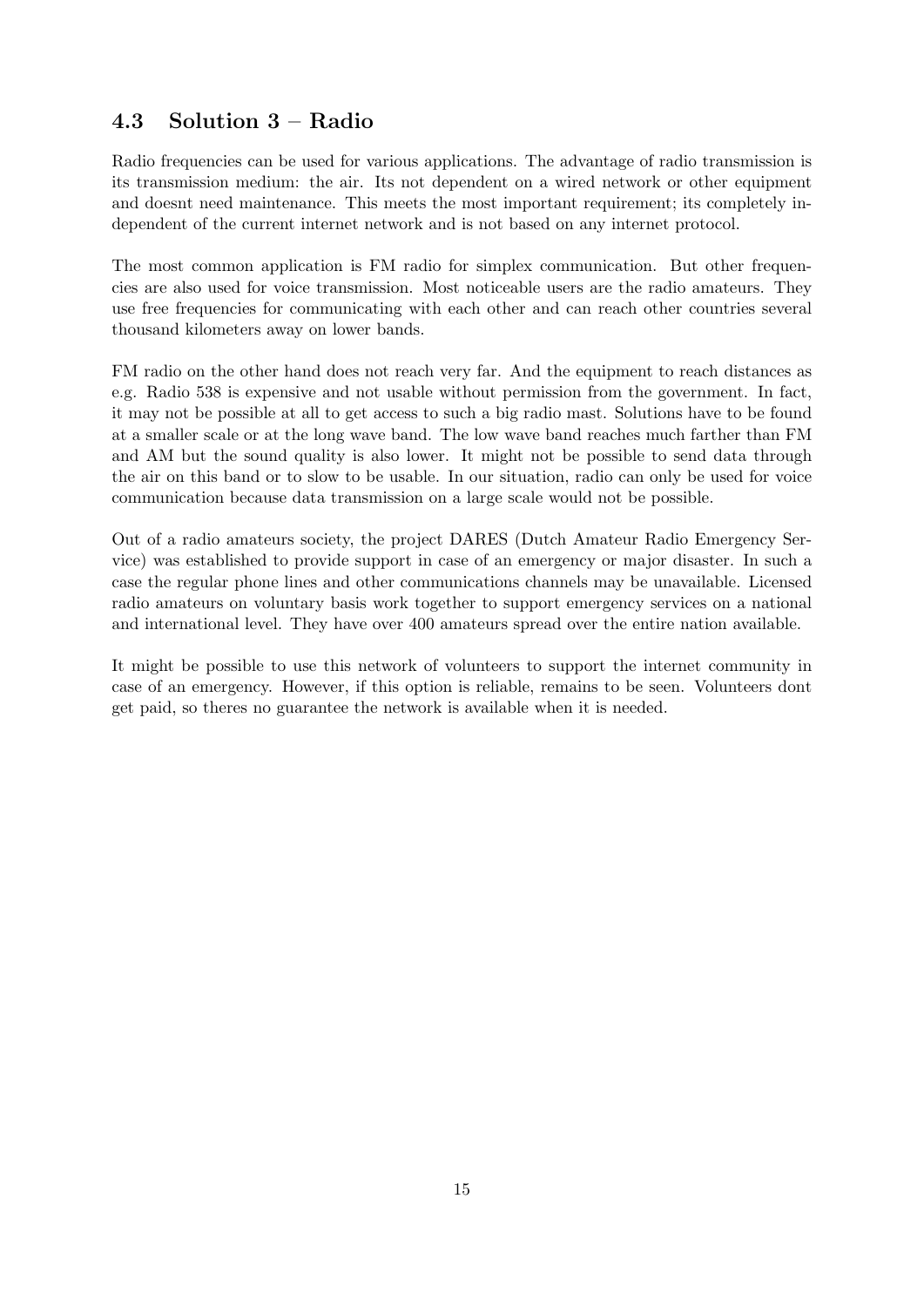## 4.3 Solution 3 – Radio

Radio frequencies can be used for various applications. The advantage of radio transmission is its transmission medium: the air. Its not dependent on a wired network or other equipment and doesnt need maintenance. This meets the most important requirement; its completely independent of the current internet network and is not based on any internet protocol.

The most common application is FM radio for simplex communication. But other frequencies are also used for voice transmission. Most noticeable users are the radio amateurs. They use free frequencies for communicating with each other and can reach other countries several thousand kilometers away on lower bands.

FM radio on the other hand does not reach very far. And the equipment to reach distances as e.g. Radio 538 is expensive and not usable without permission from the government. In fact, it may not be possible at all to get access to such a big radio mast. Solutions have to be found at a smaller scale or at the long wave band. The low wave band reaches much farther than FM and AM but the sound quality is also lower. It might not be possible to send data through the air on this band or to slow to be usable. In our situation, radio can only be used for voice communication because data transmission on a large scale would not be possible.

Out of a radio amateurs society, the project DARES (Dutch Amateur Radio Emergency Service) was established to provide support in case of an emergency or major disaster. In such a case the regular phone lines and other communications channels may be unavailable. Licensed radio amateurs on voluntary basis work together to support emergency services on a national and international level. They have over 400 amateurs spread over the entire nation available.

It might be possible to use this network of volunteers to support the internet community in case of an emergency. However, if this option is reliable, remains to be seen. Volunteers dont get paid, so theres no guarantee the network is available when it is needed.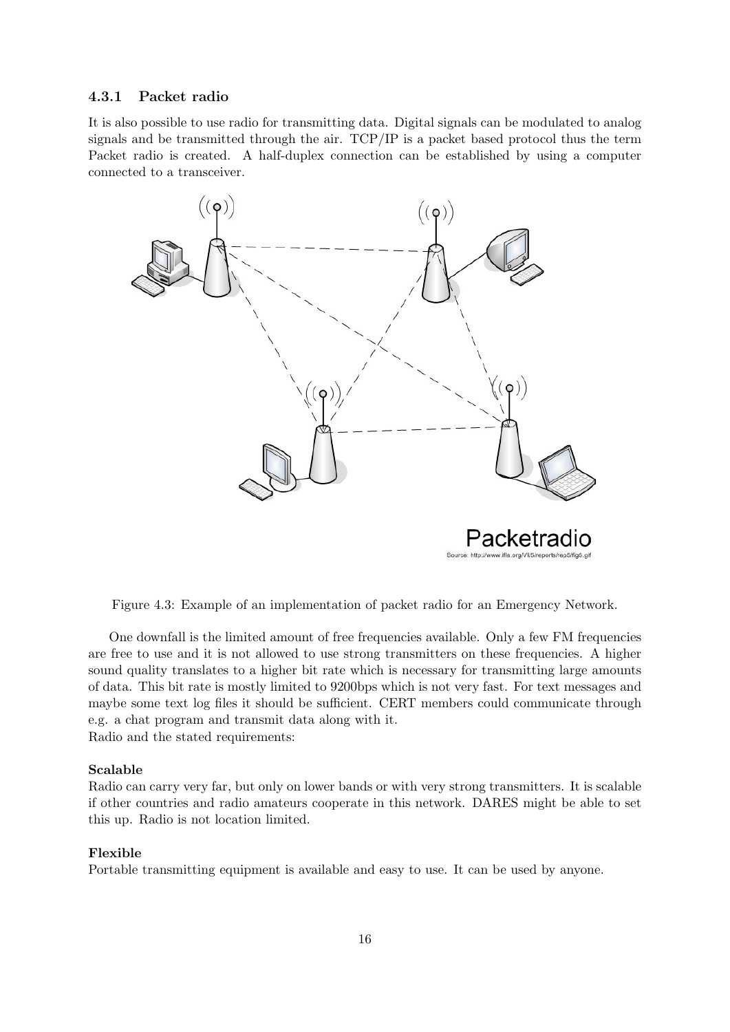### 4.3.1 Packet radio

It is also possible to use radio for transmitting data. Digital signals can be modulated to analog signals and be transmitted through the air. TCP/IP is a packet based protocol thus the term Packet radio is created. A half-duplex connection can be established by using a computer connected to a transceiver.

Packetradio

Source: http://www.ifla.org/VI/5/reports/rep5/fig5.gif

Figure 4.3: Example of an implementation of packet radio for an Emergency Network.

One downfall is the limited amount of free frequencies available. Only a few FM frequencies are free to use and it is not allowed to use strong transmitters on these frequencies. A higher sound quality translates to a higher bit rate which is necessary for transmitting large amounts of data. This bit rate is mostly limited to 9200bps which is not very fast. For text messages and maybe some text log files it should be sufficient. CERT members could communicate through e.g. a chat program and transmit data along with it.
Radio and the stated requirements:

**Scalable**
Radio can carry very far, but only on lower bands or with very strong transmitters. It is scalable if other countries and radio amateurs cooperate in this network. DARES might be able to set this up. Radio is not location limited.

**Flexible**
Portable transmitting equipment is available and easy to use. It can be used by anyone.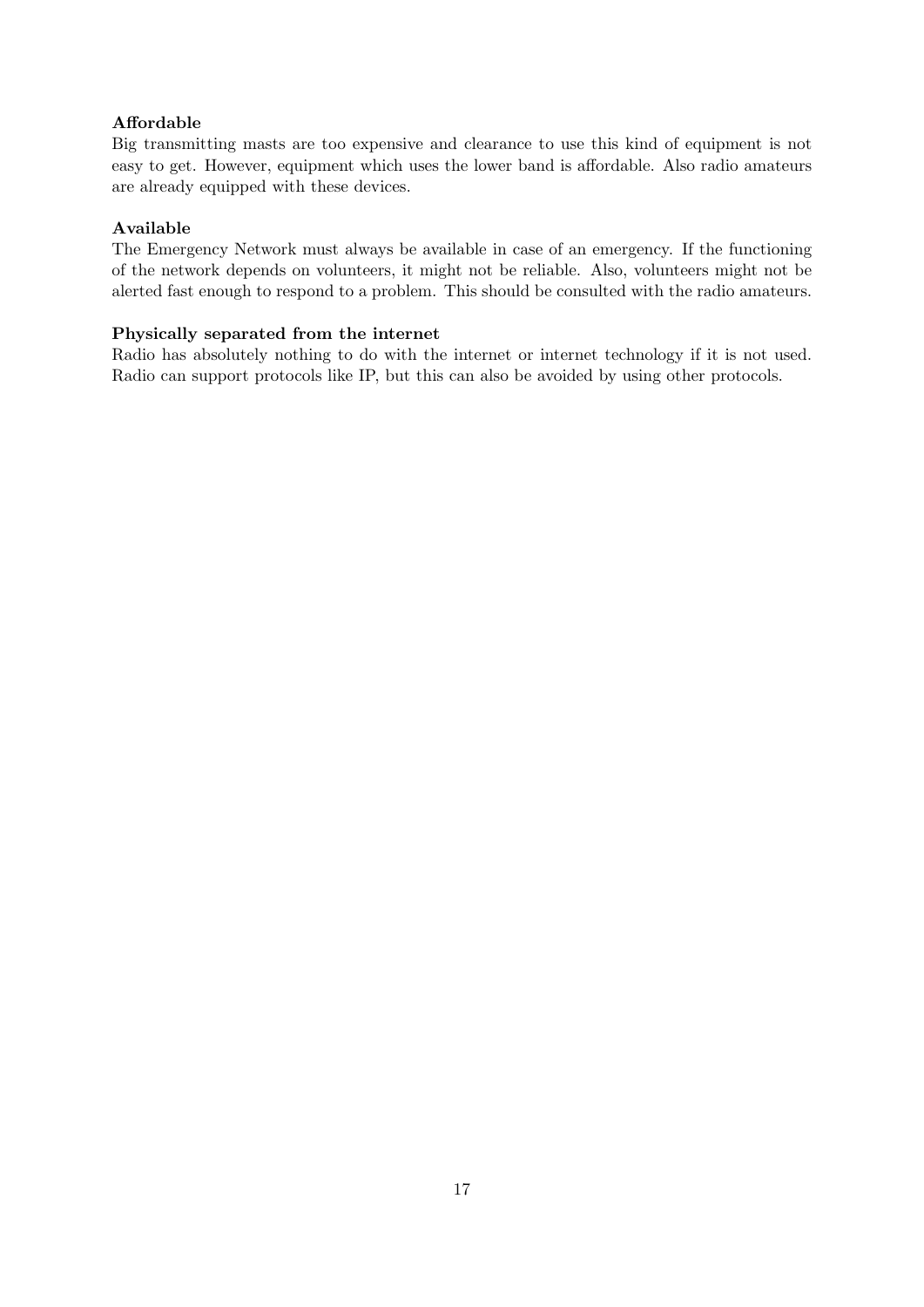**Affordable**

Big transmitting masts are too expensive and clearance to use this kind of equipment is not easy to get. However, equipment which uses the lower band is affordable. Also radio amateurs are already equipped with these devices.

**Available**

The Emergency Network must always be available in case of an emergency. If the functioning of the network depends on volunteers, it might not be reliable. Also, volunteers might not be alerted fast enough to respond to a problem. This should be consulted with the radio amateurs.

**Physically separated from the internet**

Radio has absolutely nothing to do with the internet or internet technology if it is not used. Radio can support protocols like IP, but this can also be avoided by using other protocols.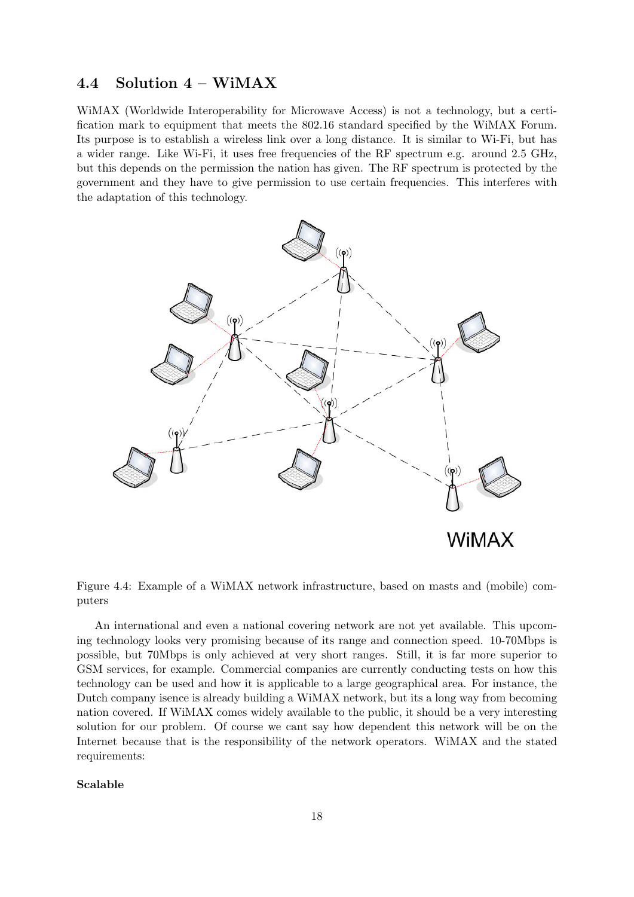## 4.4 Solution 4 – WiMAX

WiMAX (Worldwide Interoperability for Microwave Access) is not a technology, but a certification mark to equipment that meets the 802.16 standard specified by the WiMAX Forum. Its purpose is to establish a wireless link over a long distance. It is similar to Wi-Fi, but has a wider range. Like Wi-Fi, it uses free frequencies of the RF spectrum e.g. around 2.5 GHz, but this depends on the permission the nation has given. The RF spectrum is protected by the government and they have to give permission to use certain frequencies. This interferes with the adaptation of this technology.

WiMAX

Figure 4.4: Example of a WiMAX network infrastructure, based on masts and (mobile) computers

An international and even a national covering network are not yet available. This upcoming technology looks very promising because of its range and connection speed. 10-70Mbps is possible, but 70Mbps is only achieved at very short ranges. Still, it is far more superior to GSM services, for example. Commercial companies are currently conducting tests on how this technology can be used and how it is applicable to a large geographical area. For instance, the Dutch company isence is already building a WiMAX network, but its a long way from becoming nation covered. If WiMAX comes widely available to the public, it should be a very interesting solution for our problem. Of course we cant say how dependent this network will be on the Internet because that is the responsibility of the network operators. WiMAX and the stated requirements:

**Scalable**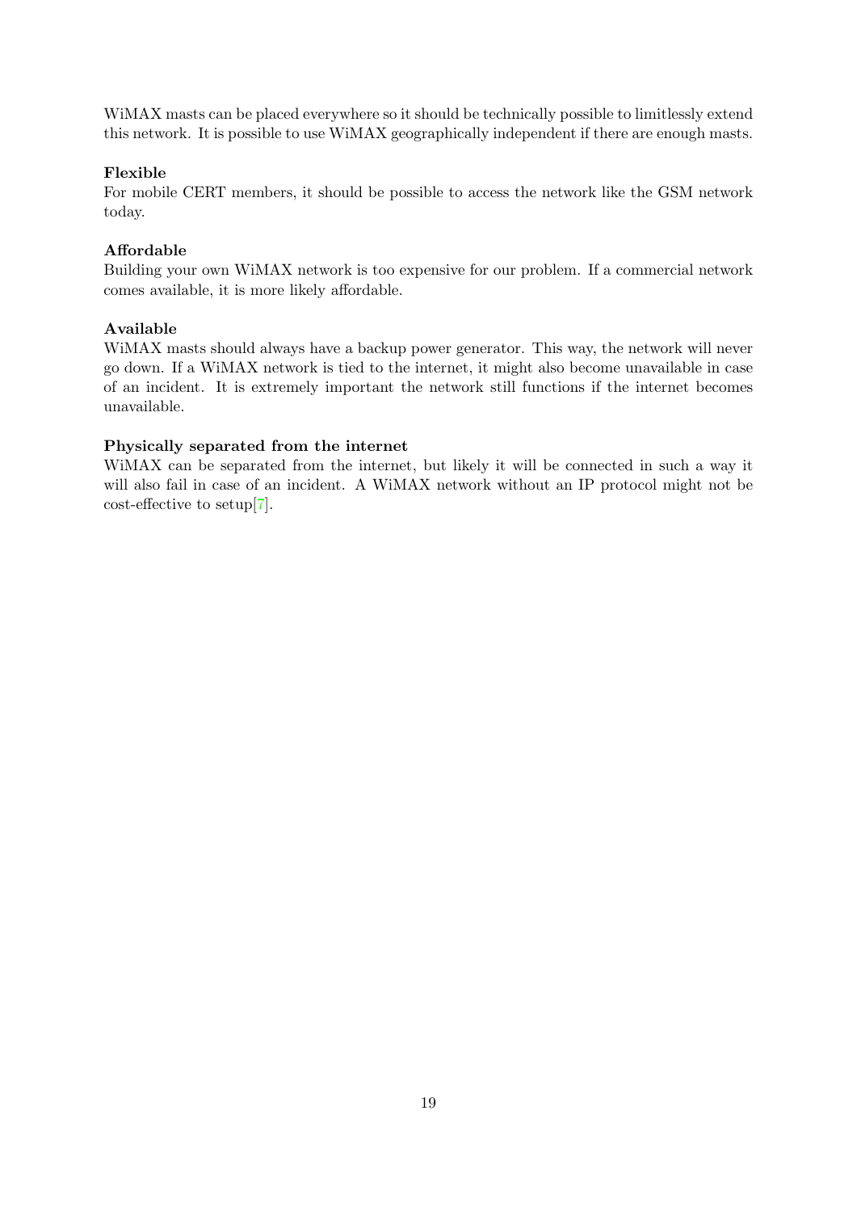WiMAX masts can be placed everywhere so it should be technically possible to limitlessly extend this network. It is possible to use WiMAX geographically independent if there are enough masts.

**Flexible**
For mobile CERT members, it should be possible to access the network like the GSM network today.

**Affordable**
Building your own WiMAX network is too expensive for our problem. If a commercial network comes available, it is more likely affordable.

**Available**
WiMAX masts should always have a backup power generator. This way, the network will never go down. If a WiMAX network is tied to the internet, it might also become unavailable in case of an incident. It is extremely important the network still functions if the internet becomes unavailable.

**Physically separated from the internet**
WiMAX can be separated from the internet, but likely it will be connected in such a way it will also fail in case of an incident. A WiMAX network without an IP protocol might not be cost-effective to setup[7].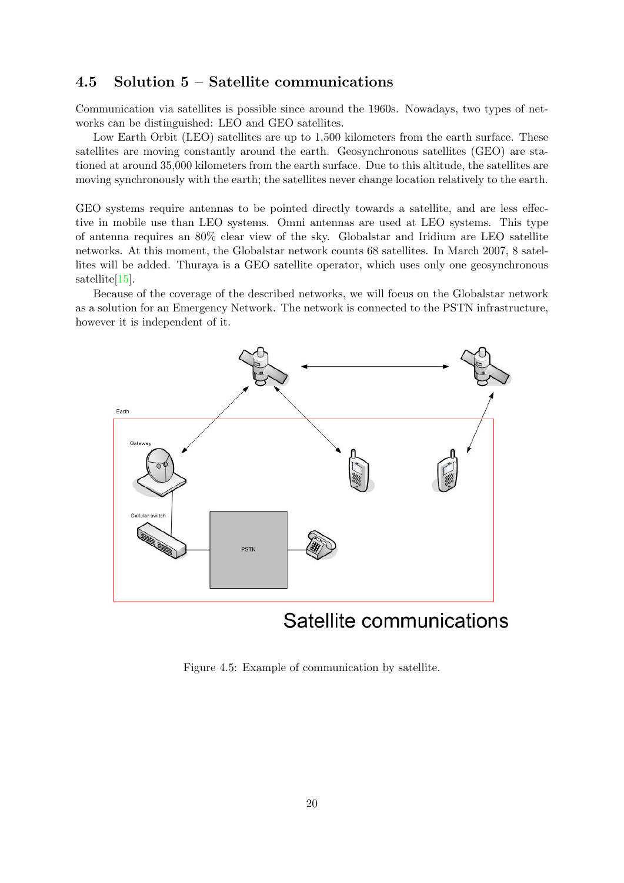## 4.5 Solution 5 – Satellite communications

Communication via satellites is possible since around the 1960s. Nowadays, two types of networks can be distinguished: LEO and GEO satellites.

Low Earth Orbit (LEO) satellites are up to 1,500 kilometers from the earth surface. These satellites are moving constantly around the earth. Geosynchronous satellites (GEO) are stationed at around 35,000 kilometers from the earth surface. Due to this altitude, the satellites are moving synchronously with the earth; the satellites never change location relatively to the earth.

GEO systems require antennas to be pointed directly towards a satellite, and are less effective in mobile use than LEO systems. Omni antennas are used at LEO systems. This type of antenna requires an 80% clear view of the sky. Globalstar and Iridium are LEO satellite networks. At this moment, the Globalstar network counts 68 satellites. In March 2007, 8 satellites will be added. Thuraya is a GEO satellite operator, which uses only one geosynchronous satellite[15].

Because of the coverage of the described networks, we will focus on the Globalstar network as a solution for an Emergency Network. The network is connected to the PSTN infrastructure, however it is independent of it.

Earth

Gateway

Cellular switch

PSTN

Satellite communications

Figure 4.5: Example of communication by satellite.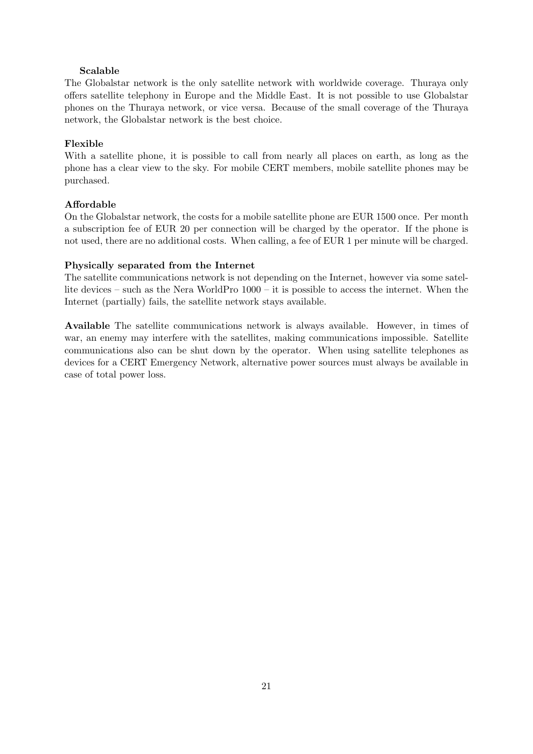**Scalable**

The Globalstar network is the only satellite network with worldwide coverage. Thuraya only offers satellite telephony in Europe and the Middle East. It is not possible to use Globalstar phones on the Thuraya network, or vice versa. Because of the small coverage of the Thuraya network, the Globalstar network is the best choice.

**Flexible**

With a satellite phone, it is possible to call from nearly all places on earth, as long as the phone has a clear view to the sky. For mobile CERT members, mobile satellite phones may be purchased.

**Affordable**

On the Globalstar network, the costs for a mobile satellite phone are EUR 1500 once. Per month a subscription fee of EUR 20 per connection will be charged by the operator. If the phone is not used, there are no additional costs. When calling, a fee of EUR 1 per minute will be charged.

**Physically separated from the Internet**

The satellite communications network is not depending on the Internet, however via some satellite devices – such as the Nera WorldPro 1000 – it is possible to access the internet. When the Internet (partially) fails, the satellite network stays available.

**Available** The satellite communications network is always available. However, in times of war, an enemy may interfere with the satellites, making communications impossible. Satellite communications also can be shut down by the operator. When using satellite telephones as devices for a CERT Emergency Network, alternative power sources must always be available in case of total power loss.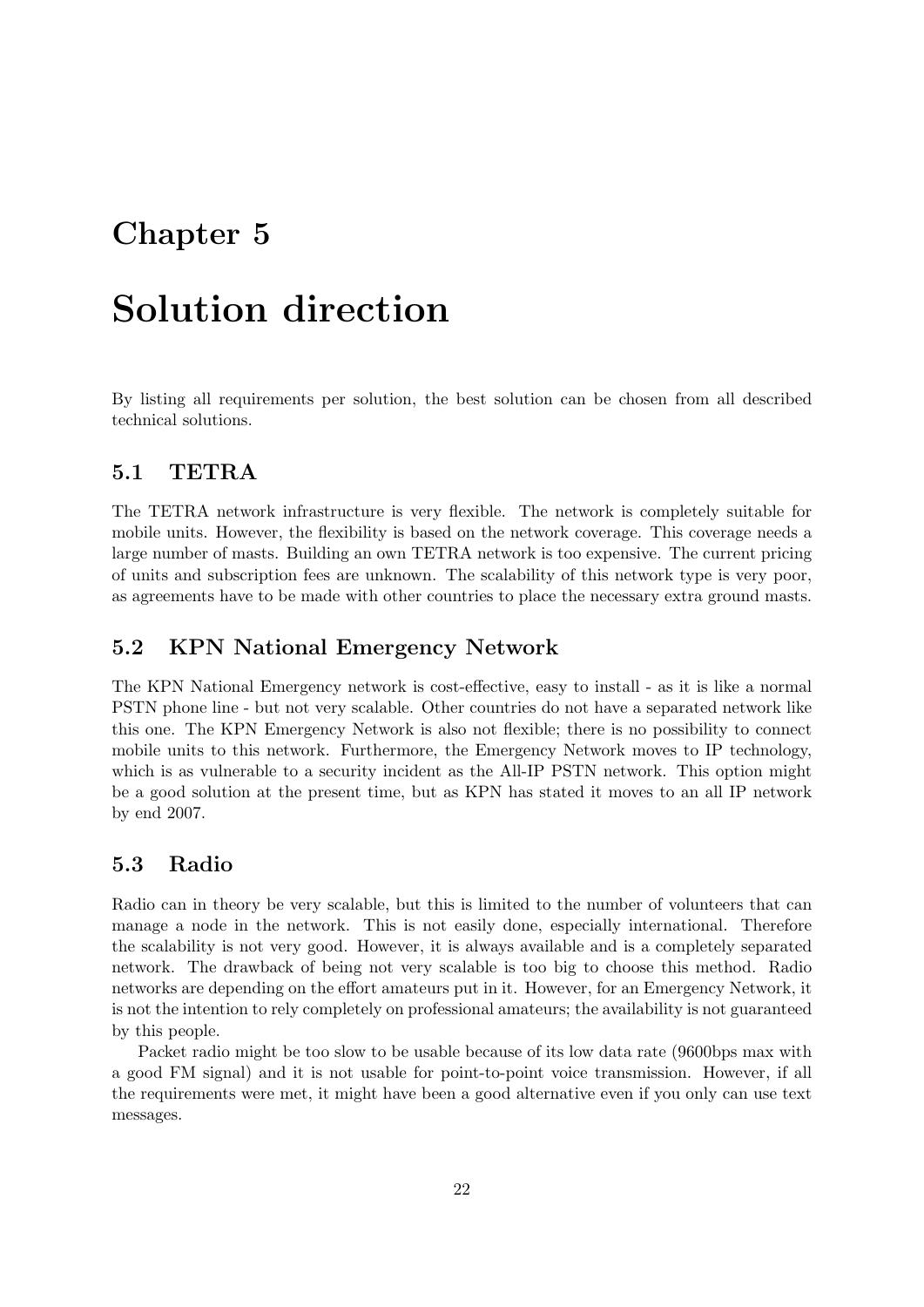# Chapter 5

# Solution direction

By listing all requirements per solution, the best solution can be chosen from all described technical solutions.

## 5.1 TETRA

The TETRA network infrastructure is very flexible. The network is completely suitable for mobile units. However, the flexibility is based on the network coverage. This coverage needs a large number of masts. Building an own TETRA network is too expensive. The current pricing of units and subscription fees are unknown. The scalability of this network type is very poor, as agreements have to be made with other countries to place the necessary extra ground masts.

## 5.2 KPN National Emergency Network

The KPN National Emergency network is cost-effective, easy to install - as it is like a normal PSTN phone line - but not very scalable. Other countries do not have a separated network like this one. The KPN Emergency Network is also not flexible; there is no possibility to connect mobile units to this network. Furthermore, the Emergency Network moves to IP technology, which is as vulnerable to a security incident as the All-IP PSTN network. This option might be a good solution at the present time, but as KPN has stated it moves to an all IP network by end 2007.

## 5.3 Radio

Radio can in theory be very scalable, but this is limited to the number of volunteers that can manage a node in the network. This is not easily done, especially international. Therefore the scalability is not very good. However, it is always available and is a completely separated network. The drawback of being not very scalable is too big to choose this method. Radio networks are depending on the effort amateurs put in it. However, for an Emergency Network, it is not the intention to rely completely on professional amateurs; the availability is not guaranteed by this people.

Packet radio might be too slow to be usable because of its low data rate (9600bps max with a good FM signal) and it is not usable for point-to-point voice transmission. However, if all the requirements were met, it might have been a good alternative even if you only can use text messages.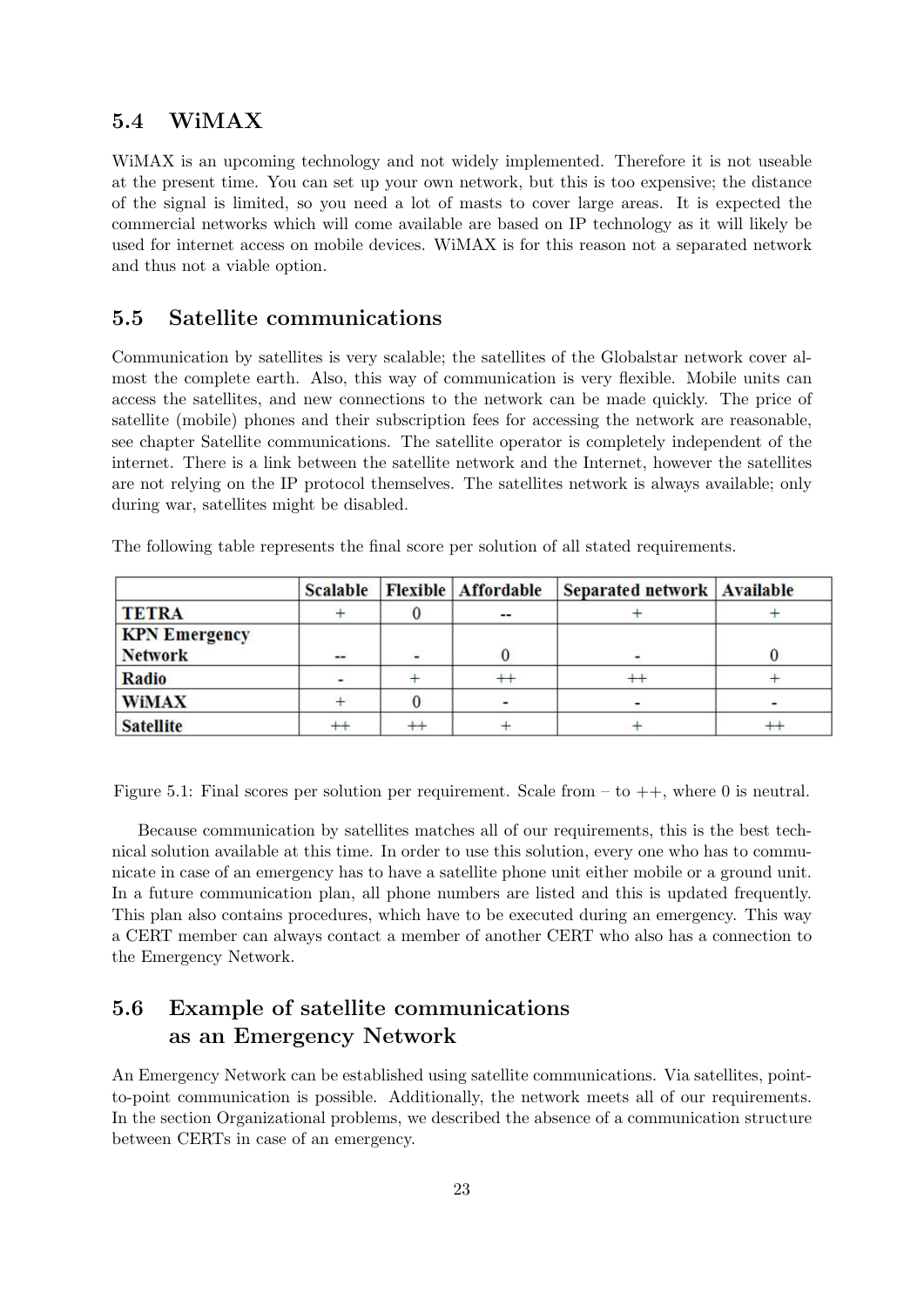## 5.4 WiMAX

WiMAX is an upcoming technology and not widely implemented. Therefore it is not useable at the present time. You can set up your own network, but this is too expensive; the distance of the signal is limited, so you need a lot of masts to cover large areas. It is expected the commercial networks which will come available are based on IP technology as it will likely be used for internet access on mobile devices. WiMAX is for this reason not a separated network and thus not a viable option.

## 5.5 Satellite communications

Communication by satellites is very scalable; the satellites of the Globalstar network cover almost the complete earth. Also, this way of communication is very flexible. Mobile units can access the satellites, and new connections to the network can be made quickly. The price of satellite (mobile) phones and their subscription fees for accessing the network are reasonable, see chapter Satellite communications. The satellite operator is completely independent of the internet. There is a link between the satellite network and the Internet, however the satellites are not relying on the IP protocol themselves. The satellites network is always available; only during war, satellites might be disabled.

The following table represents the final score per solution of all stated requirements.

| | Scalable | Flexible | Affordable | Separated network | Available |
|---|---|---|---|---|---|
| **TETRA** | + | 0 | -- | + | + |
| **KPN Emergency Network** | -- | - | 0 | - | 0 |
| **Radio** | - | + | ++ | ++ | + |
| **WiMAX** | + | 0 | - | - | - |
| **Satellite** | ++ | ++ | + | + | ++ |

Figure 5.1: Final scores per solution per requirement. Scale from – to ++, where 0 is neutral.

Because communication by satellites matches all of our requirements, this is the best technical solution available at this time. In order to use this solution, every one who has to communicate in case of an emergency has to have a satellite phone unit either mobile or a ground unit. In a future communication plan, all phone numbers are listed and this is updated frequently. This plan also contains procedures, which have to be executed during an emergency. This way a CERT member can always contact a member of another CERT who also has a connection to the Emergency Network.

## 5.6 Example of satellite communications as an Emergency Network

An Emergency Network can be established using satellite communications. Via satellites, point-to-point communication is possible. Additionally, the network meets all of our requirements. In the section Organizational problems, we described the absence of a communication structure between CERTs in case of an emergency.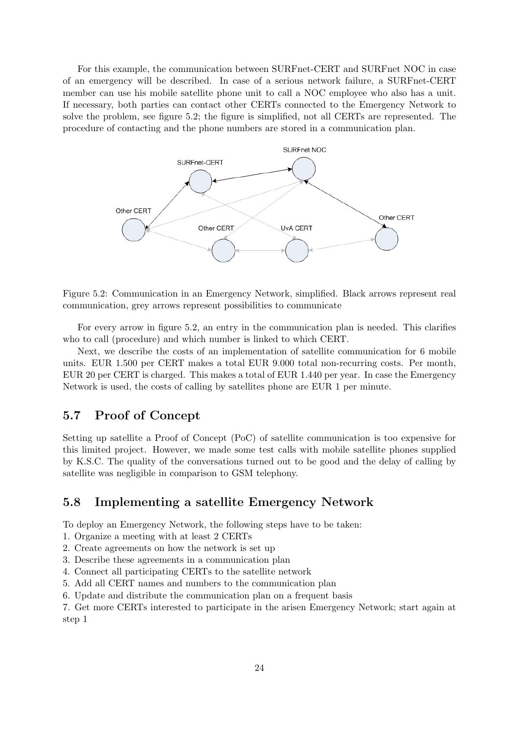For this example, the communication between SURFnet-CERT and SURFnet NOC in case of an emergency will be described. In case of a serious network failure, a SURFnet-CERT member can use his mobile satellite phone unit to call a NOC employee who also has a unit. If necessary, both parties can contact other CERTs connected to the Emergency Network to solve the problem, see figure 5.2; the figure is simplified, not all CERTs are represented. The procedure of contacting and the phone numbers are stored in a communication plan.

SURFnet NOC
SURFnet-CERT
Other CERT
Other CERT
UvA CERT
Other CERT

Figure 5.2: Communication in an Emergency Network, simplified. Black arrows represent real communication, grey arrows represent possibilities to communicate

For every arrow in figure 5.2, an entry in the communication plan is needed. This clarifies who to call (procedure) and which number is linked to which CERT.

Next, we describe the costs of an implementation of satellite communication for 6 mobile units. EUR 1.500 per CERT makes a total EUR 9.000 total non-recurring costs. Per month, EUR 20 per CERT is charged. This makes a total of EUR 1.440 per year. In case the Emergency Network is used, the costs of calling by satellites phone are EUR 1 per minute.

## 5.7 Proof of Concept

Setting up satellite a Proof of Concept (PoC) of satellite communication is too expensive for this limited project. However, we made some test calls with mobile satellite phones supplied by K.S.C. The quality of the conversations turned out to be good and the delay of calling by satellite was negligible in comparison to GSM telephony.

## 5.8 Implementing a satellite Emergency Network

To deploy an Emergency Network, the following steps have to be taken:

1. Organize a meeting with at least 2 CERTs
2. Create agreements on how the network is set up
3. Describe these agreements in a communication plan
4. Connect all participating CERTs to the satellite network
5. Add all CERT names and numbers to the communication plan
6. Update and distribute the communication plan on a frequent basis
7. Get more CERTs interested to participate in the arisen Emergency Network; start again at step 1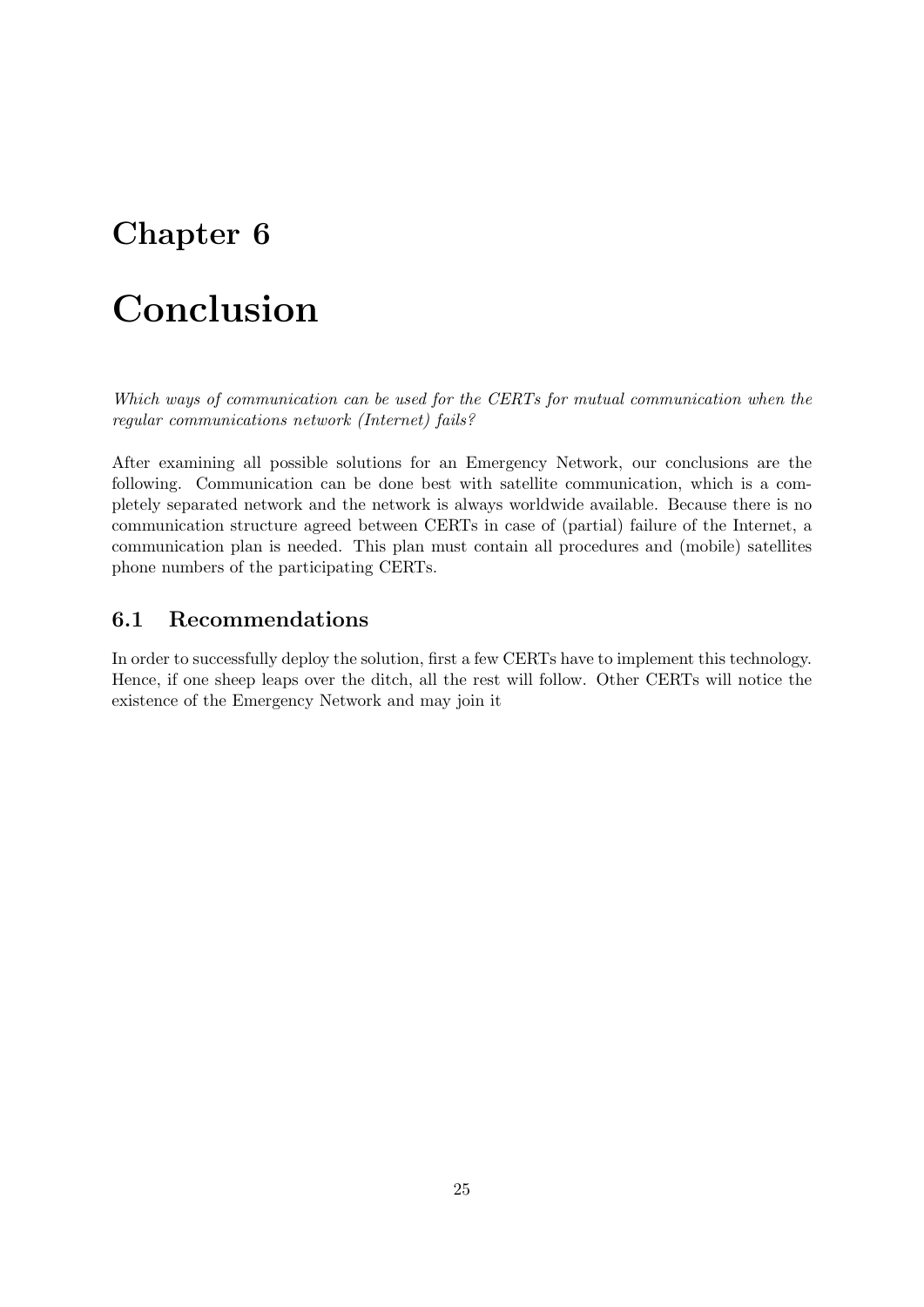# Chapter 6

# Conclusion

*Which ways of communication can be used for the CERTs for mutual communication when the regular communications network (Internet) fails?*

After examining all possible solutions for an Emergency Network, our conclusions are the following. Communication can be done best with satellite communication, which is a completely separated network and the network is always worldwide available. Because there is no communication structure agreed between CERTs in case of (partial) failure of the Internet, a communication plan is needed. This plan must contain all procedures and (mobile) satellites phone numbers of the participating CERTs.

## 6.1 Recommendations

In order to successfully deploy the solution, first a few CERTs have to implement this technology. Hence, if one sheep leaps over the ditch, all the rest will follow. Other CERTs will notice the existence of the Emergency Network and may join it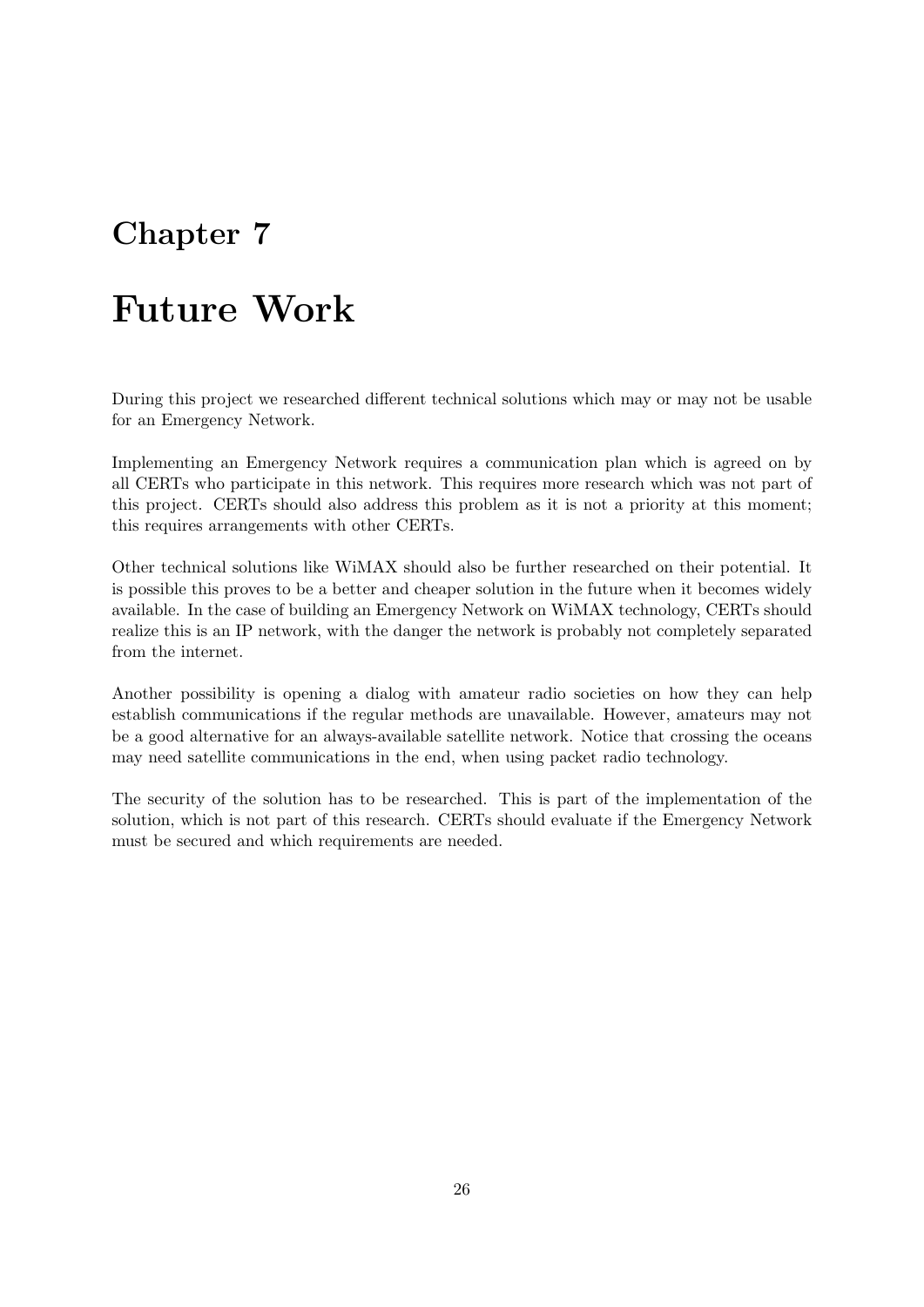# Chapter 7

# Future Work

During this project we researched different technical solutions which may or may not be usable for an Emergency Network.

Implementing an Emergency Network requires a communication plan which is agreed on by all CERTs who participate in this network. This requires more research which was not part of this project. CERTs should also address this problem as it is not a priority at this moment; this requires arrangements with other CERTs.

Other technical solutions like WiMAX should also be further researched on their potential. It is possible this proves to be a better and cheaper solution in the future when it becomes widely available. In the case of building an Emergency Network on WiMAX technology, CERTs should realize this is an IP network, with the danger the network is probably not completely separated from the internet.

Another possibility is opening a dialog with amateur radio societies on how they can help establish communications if the regular methods are unavailable. However, amateurs may not be a good alternative for an always-available satellite network. Notice that crossing the oceans may need satellite communications in the end, when using packet radio technology.

The security of the solution has to be researched. This is part of the implementation of the solution, which is not part of this research. CERTs should evaluate if the Emergency Network must be secured and which requirements are needed.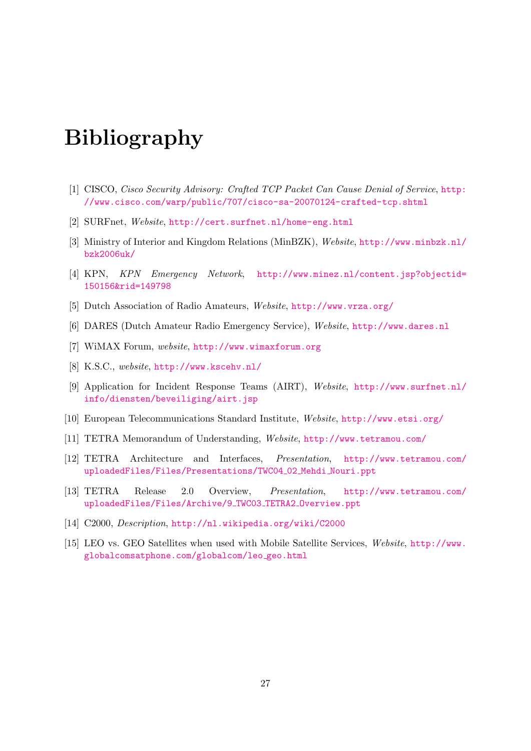# Bibliography

[1] CISCO, *Cisco Security Advisory: Crafted TCP Packet Can Cause Denial of Service*, http://www.cisco.com/warp/public/707/cisco-sa-20070124-crafted-tcp.shtml

[2] SURFnet, *Website*, http://cert.surfnet.nl/home-eng.html

[3] Ministry of Interior and Kingdom Relations (MinBZK), *Website*, http://www.minbzk.nl/bzk2006uk/

[4] KPN, *KPN Emergency Network*, http://www.minez.nl/content.jsp?objectid=150156&rid=149798

[5] Dutch Association of Radio Amateurs, *Website*, http://www.vrza.org/

[6] DARES (Dutch Amateur Radio Emergency Service), *Website*, http://www.dares.nl

[7] WiMAX Forum, *website*, http://www.wimaxforum.org

[8] K.S.C., *website*, http://www.kscehv.nl/

[9] Application for Incident Response Teams (AIRT), *Website*, http://www.surfnet.nl/info/diensten/beveiliging/airt.jsp

[10] European Telecommunications Standard Institute, *Website*, http://www.etsi.org/

[11] TETRA Memorandum of Understanding, *Website*, http://www.tetramou.com/

[12] TETRA Architecture and Interfaces, *Presentation*, http://www.tetramou.com/uploadedFiles/Files/Presentations/TWC04_02_Mehdi_Nouri.ppt

[13] TETRA Release 2.0 Overview, *Presentation*, http://www.tetramou.com/uploadedFiles/Files/Archive/9_TWC03_TETRA2_Overview.ppt

[14] C2000, *Description*, http://nl.wikipedia.org/wiki/C2000

[15] LEO vs. GEO Satellites when used with Mobile Satellite Services, *Website*, http://www.globalcomsatphone.com/globalcom/leo_geo.html